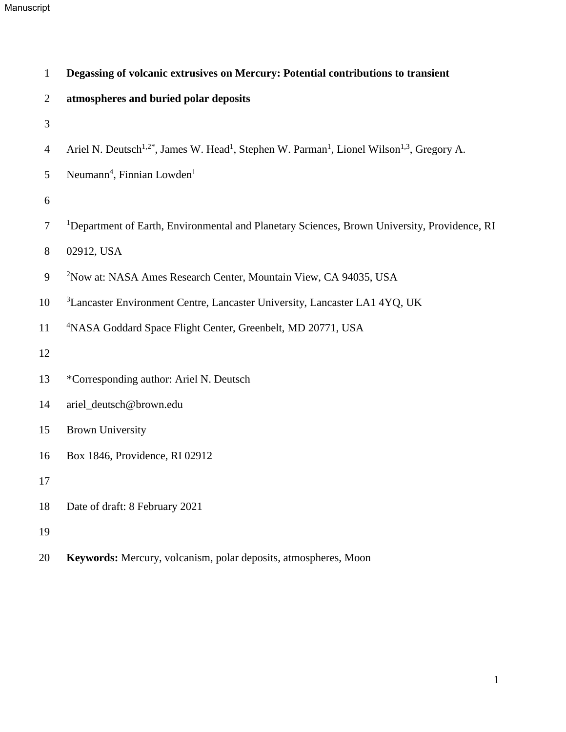# Degassing of volcanic extrusives on Mercury: Potential contributions to transient atmospheres and buried polar deposits

Ariel N. Deutsch[1,2*], James W. Head[1], Stephen W. Parman[1], Lionel Wilson[1,3], Gregory A. Neumann[4], Finnian Lowden[1]

[1]Department of Earth, Environmental and Planetary Sciences, Brown University, Providence, RI 02912, USA

[2]Now at: NASA Ames Research Center, Mountain View, CA 94035, USA

[3]Lancaster Environment Centre, Lancaster University, Lancaster LA1 4YQ, UK

[4]NASA Goddard Space Flight Center, Greenbelt, MD 20771, USA

*Corresponding author: Ariel N. Deutsch
ariel_deutsch@brown.edu
Brown University
Box 1846, Providence, RI 02912

Date of draft: 8 February 2021

**Keywords:** Mercury, volcanism, polar deposits, atmospheres, Moon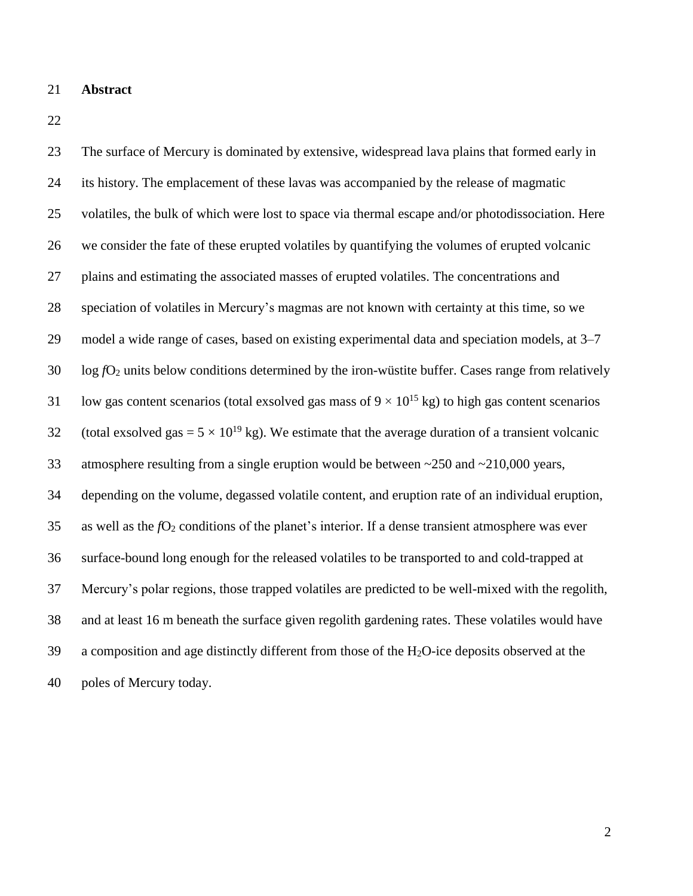## Abstract

The surface of Mercury is dominated by extensive, widespread lava plains that formed early in its history. The emplacement of these lavas was accompanied by the release of magmatic volatiles, the bulk of which were lost to space via thermal escape and/or photodissociation. Here we consider the fate of these erupted volatiles by quantifying the volumes of erupted volcanic plains and estimating the associated masses of erupted volatiles. The concentrations and speciation of volatiles in Mercury's magmas are not known with certainty at this time, so we model a wide range of cases, based on existing experimental data and speciation models, at 3–7 log $fO_2$ units below conditions determined by the iron-wüstite buffer. Cases range from relatively low gas content scenarios (total exsolved gas mass of $9 \times 10^{15}$ kg) to high gas content scenarios (total exsolved gas = $5 \times 10^{19}$ kg). We estimate that the average duration of a transient volcanic atmosphere resulting from a single eruption would be between ~250 and ~210,000 years, depending on the volume, degassed volatile content, and eruption rate of an individual eruption, as well as the $fO_2$ conditions of the planet's interior. If a dense transient atmosphere was ever surface-bound long enough for the released volatiles to be transported to and cold-trapped at Mercury's polar regions, those trapped volatiles are predicted to be well-mixed with the regolith, and at least 16 m beneath the surface given regolith gardening rates. These volatiles would have a composition and age distinctly different from those of the $H_2O$-ice deposits observed at the poles of Mercury today.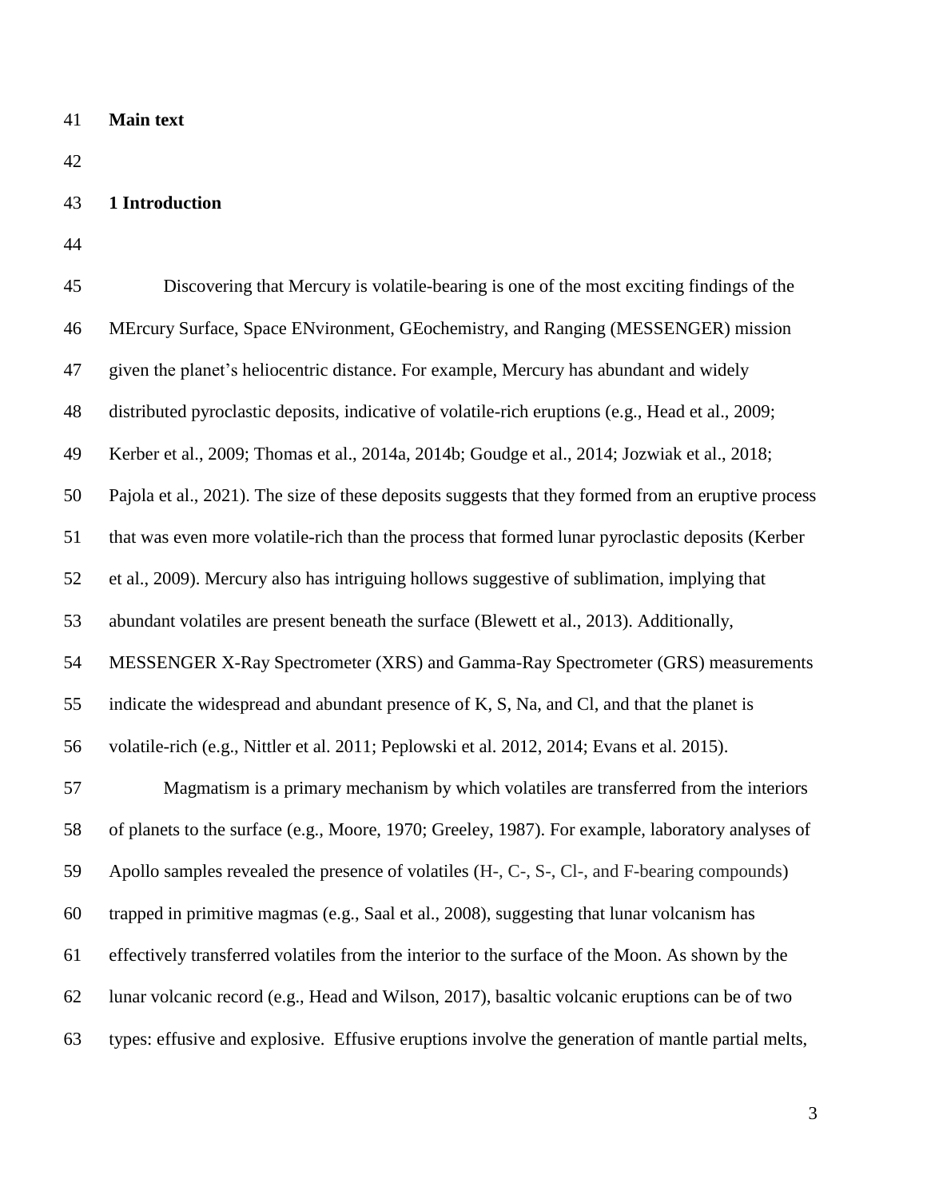**Main text**

## 1 Introduction

Discovering that Mercury is volatile-bearing is one of the most exciting findings of the MErcury Surface, Space ENvironment, GEochemistry, and Ranging (MESSENGER) mission given the planet's heliocentric distance. For example, Mercury has abundant and widely distributed pyroclastic deposits, indicative of volatile-rich eruptions (e.g., Head et al., 2009; Kerber et al., 2009; Thomas et al., 2014a, 2014b; Goudge et al., 2014; Jozwiak et al., 2018; Pajola et al., 2021). The size of these deposits suggests that they formed from an eruptive process that was even more volatile-rich than the process that formed lunar pyroclastic deposits (Kerber et al., 2009). Mercury also has intriguing hollows suggestive of sublimation, implying that abundant volatiles are present beneath the surface (Blewett et al., 2013). Additionally, MESSENGER X-Ray Spectrometer (XRS) and Gamma-Ray Spectrometer (GRS) measurements indicate the widespread and abundant presence of K, S, Na, and Cl, and that the planet is volatile-rich (e.g., Nittler et al. 2011; Peplowski et al. 2012, 2014; Evans et al. 2015).

Magmatism is a primary mechanism by which volatiles are transferred from the interiors of planets to the surface (e.g., Moore, 1970; Greeley, 1987). For example, laboratory analyses of Apollo samples revealed the presence of volatiles (H-, C-, S-, Cl-, and F-bearing compounds) trapped in primitive magmas (e.g., Saal et al., 2008), suggesting that lunar volcanism has effectively transferred volatiles from the interior to the surface of the Moon. As shown by the lunar volcanic record (e.g., Head and Wilson, 2017), basaltic volcanic eruptions can be of two types: effusive and explosive. Effusive eruptions involve the generation of mantle partial melts,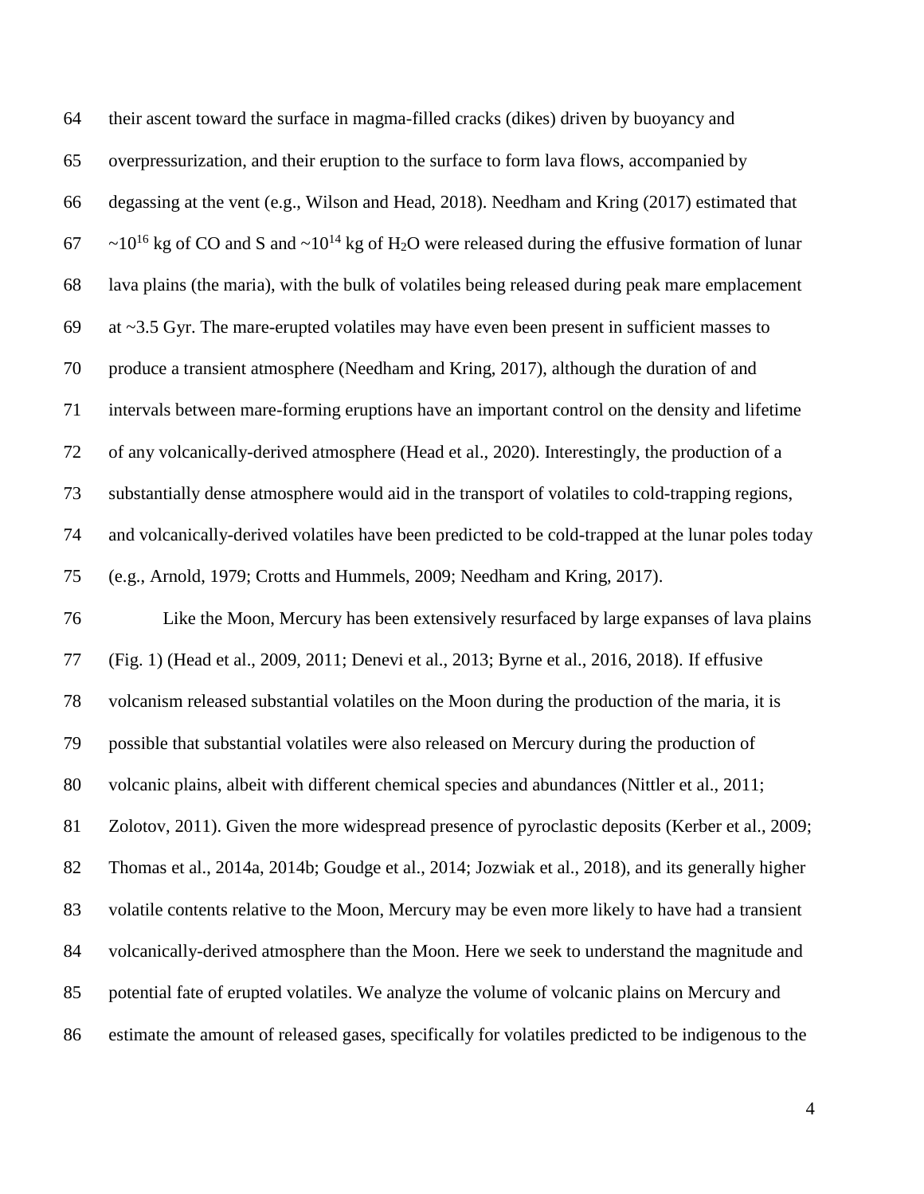their ascent toward the surface in magma-filled cracks (dikes) driven by buoyancy and overpressurization, and their eruption to the surface to form lava flows, accompanied by degassing at the vent (e.g., Wilson and Head, 2018). Needham and Kring (2017) estimated that ~$10^{16}$ kg of CO and S and ~$10^{14}$ kg of $H_2O$ were released during the effusive formation of lunar lava plains (the maria), with the bulk of volatiles being released during peak mare emplacement at ~3.5 Gyr. The mare-erupted volatiles may have even been present in sufficient masses to produce a transient atmosphere (Needham and Kring, 2017), although the duration of and intervals between mare-forming eruptions have an important control on the density and lifetime of any volcanically-derived atmosphere (Head et al., 2020). Interestingly, the production of a substantially dense atmosphere would aid in the transport of volatiles to cold-trapping regions, and volcanically-derived volatiles have been predicted to be cold-trapped at the lunar poles today (e.g., Arnold, 1979; Crotts and Hummels, 2009; Needham and Kring, 2017).

Like the Moon, Mercury has been extensively resurfaced by large expanses of lava plains (Fig. 1) (Head et al., 2009, 2011; Denevi et al., 2013; Byrne et al., 2016, 2018). If effusive volcanism released substantial volatiles on the Moon during the production of the maria, it is possible that substantial volatiles were also released on Mercury during the production of volcanic plains, albeit with different chemical species and abundances (Nittler et al., 2011; Zolotov, 2011). Given the more widespread presence of pyroclastic deposits (Kerber et al., 2009; Thomas et al., 2014a, 2014b; Goudge et al., 2014; Jozwiak et al., 2018), and its generally higher volatile contents relative to the Moon, Mercury may be even more likely to have had a transient volcanically-derived atmosphere than the Moon. Here we seek to understand the magnitude and potential fate of erupted volatiles. We analyze the volume of volcanic plains on Mercury and estimate the amount of released gases, specifically for volatiles predicted to be indigenous to the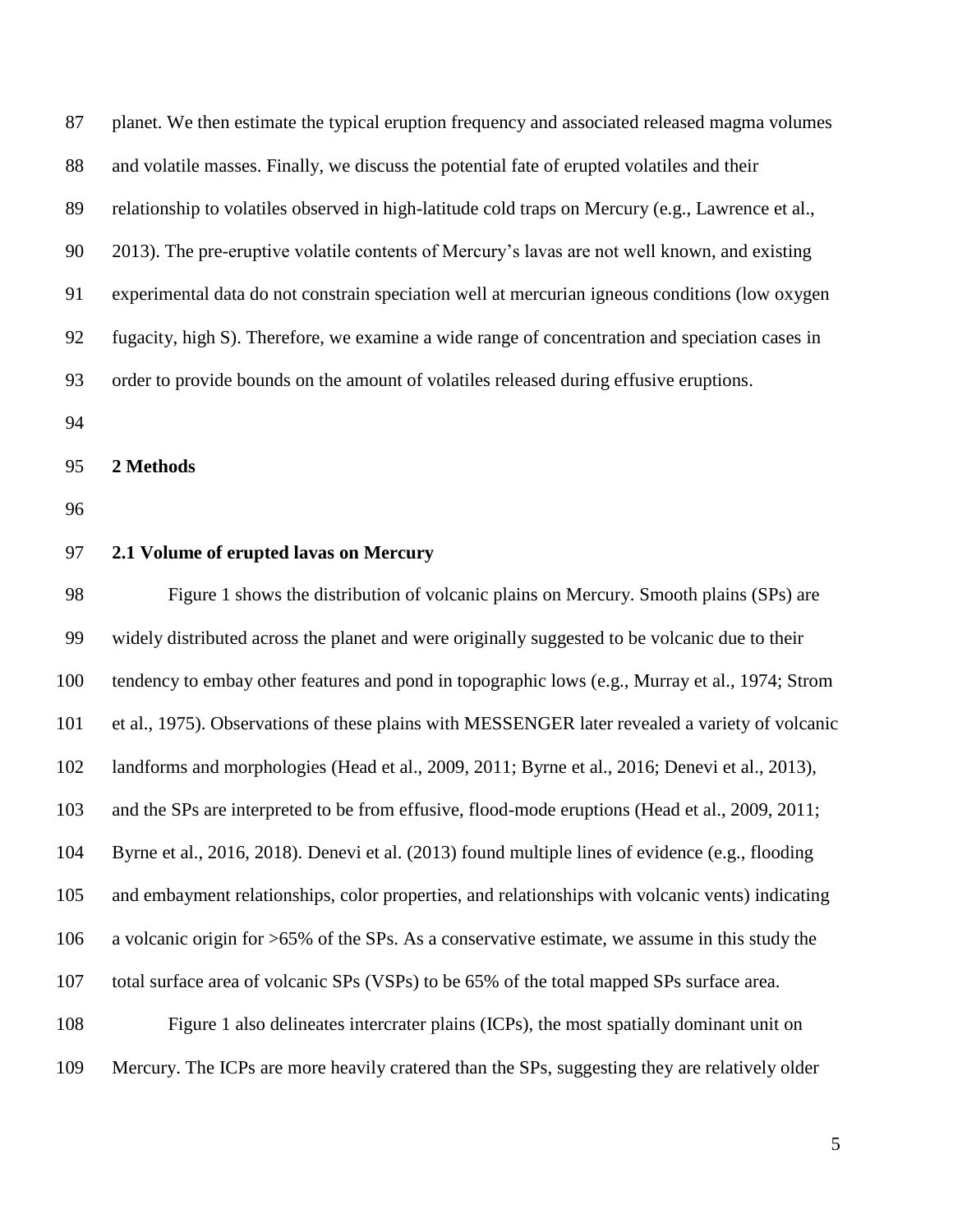planet. We then estimate the typical eruption frequency and associated released magma volumes and volatile masses. Finally, we discuss the potential fate of erupted volatiles and their relationship to volatiles observed in high-latitude cold traps on Mercury (e.g., Lawrence et al., 2013). The pre-eruptive volatile contents of Mercury's lavas are not well known, and existing experimental data do not constrain speciation well at mercurian igneous conditions (low oxygen fugacity, high S). Therefore, we examine a wide range of concentration and speciation cases in order to provide bounds on the amount of volatiles released during effusive eruptions.

## 2 Methods

### 2.1 Volume of erupted lavas on Mercury

Figure 1 shows the distribution of volcanic plains on Mercury. Smooth plains (SPs) are widely distributed across the planet and were originally suggested to be volcanic due to their tendency to embay other features and pond in topographic lows (e.g., Murray et al., 1974; Strom et al., 1975). Observations of these plains with MESSENGER later revealed a variety of volcanic landforms and morphologies (Head et al., 2009, 2011; Byrne et al., 2016; Denevi et al., 2013), and the SPs are interpreted to be from effusive, flood-mode eruptions (Head et al., 2009, 2011; Byrne et al., 2016, 2018). Denevi et al. (2013) found multiple lines of evidence (e.g., flooding and embayment relationships, color properties, and relationships with volcanic vents) indicating a volcanic origin for >65% of the SPs. As a conservative estimate, we assume in this study the total surface area of volcanic SPs (VSPs) to be 65% of the total mapped SPs surface area.

Figure 1 also delineates intercrater plains (ICPs), the most spatially dominant unit on Mercury. The ICPs are more heavily cratered than the SPs, suggesting they are relatively older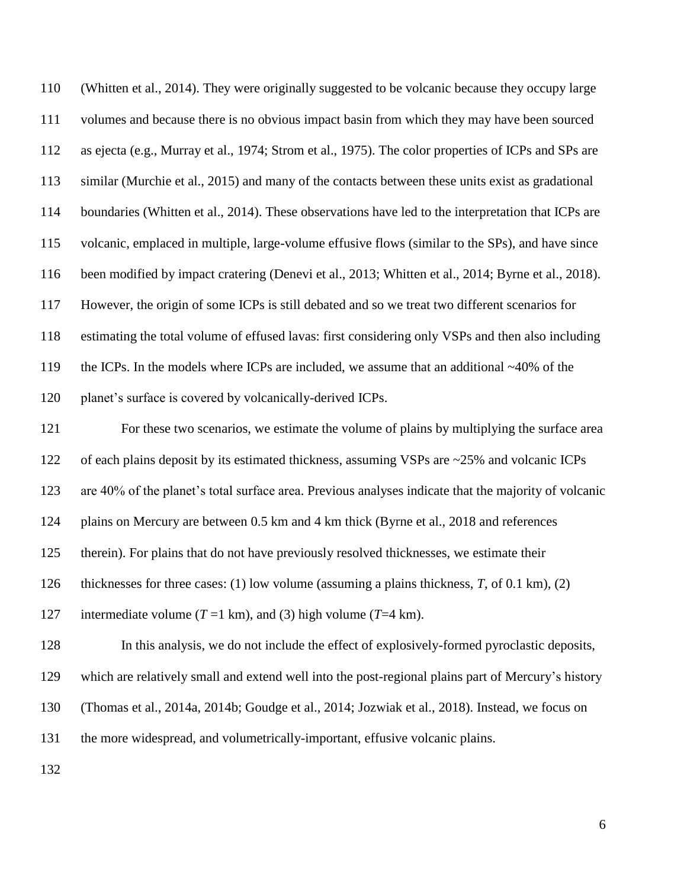(Whitten et al., 2014). They were originally suggested to be volcanic because they occupy large volumes and because there is no obvious impact basin from which they may have been sourced as ejecta (e.g., Murray et al., 1974; Strom et al., 1975). The color properties of ICPs and SPs are similar (Murchie et al., 2015) and many of the contacts between these units exist as gradational boundaries (Whitten et al., 2014). These observations have led to the interpretation that ICPs are volcanic, emplaced in multiple, large-volume effusive flows (similar to the SPs), and have since been modified by impact cratering (Denevi et al., 2013; Whitten et al., 2014; Byrne et al., 2018). However, the origin of some ICPs is still debated and so we treat two different scenarios for estimating the total volume of effused lavas: first considering only VSPs and then also including the ICPs. In the models where ICPs are included, we assume that an additional ~40% of the planet's surface is covered by volcanically-derived ICPs.

For these two scenarios, we estimate the volume of plains by multiplying the surface area of each plains deposit by its estimated thickness, assuming VSPs are ~25% and volcanic ICPs are 40% of the planet's total surface area. Previous analyses indicate that the majority of volcanic plains on Mercury are between 0.5 km and 4 km thick (Byrne et al., 2018 and references therein). For plains that do not have previously resolved thicknesses, we estimate their thicknesses for three cases: (1) low volume (assuming a plains thickness, $T$, of 0.1 km), (2) intermediate volume ($T$ =1 km), and (3) high volume ($T$=4 km).

In this analysis, we do not include the effect of explosively-formed pyroclastic deposits, which are relatively small and extend well into the post-regional plains part of Mercury's history (Thomas et al., 2014a, 2014b; Goudge et al., 2014; Jozwiak et al., 2018). Instead, we focus on the more widespread, and volumetrically-important, effusive volcanic plains.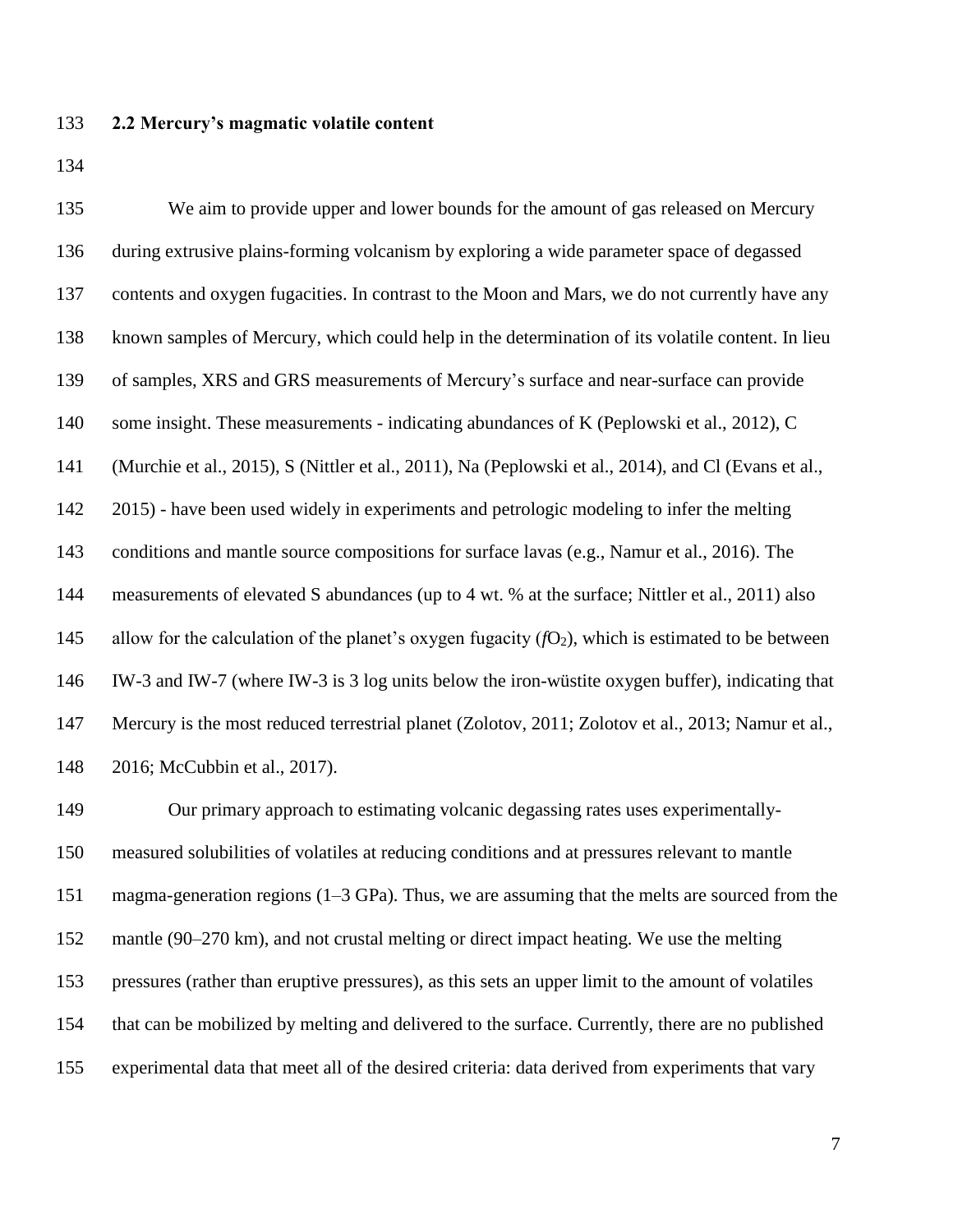### 2.2 Mercury's magmatic volatile content

We aim to provide upper and lower bounds for the amount of gas released on Mercury during extrusive plains-forming volcanism by exploring a wide parameter space of degassed contents and oxygen fugacities. In contrast to the Moon and Mars, we do not currently have any known samples of Mercury, which could help in the determination of its volatile content. In lieu of samples, XRS and GRS measurements of Mercury's surface and near-surface can provide some insight. These measurements - indicating abundances of K (Peplowski et al., 2012), C (Murchie et al., 2015), S (Nittler et al., 2011), Na (Peplowski et al., 2014), and Cl (Evans et al., 2015) - have been used widely in experiments and petrologic modeling to infer the melting conditions and mantle source compositions for surface lavas (e.g., Namur et al., 2016). The measurements of elevated S abundances (up to 4 wt. % at the surface; Nittler et al., 2011) also allow for the calculation of the planet's oxygen fugacity ($fO_2$), which is estimated to be between IW-3 and IW-7 (where IW-3 is 3 log units below the iron-wüstite oxygen buffer), indicating that Mercury is the most reduced terrestrial planet (Zolotov, 2011; Zolotov et al., 2013; Namur et al., 2016; McCubbin et al., 2017).

Our primary approach to estimating volcanic degassing rates uses experimentally-measured solubilities of volatiles at reducing conditions and at pressures relevant to mantle magma-generation regions (1–3 GPa). Thus, we are assuming that the melts are sourced from the mantle (90–270 km), and not crustal melting or direct impact heating. We use the melting pressures (rather than eruptive pressures), as this sets an upper limit to the amount of volatiles that can be mobilized by melting and delivered to the surface. Currently, there are no published experimental data that meet all of the desired criteria: data derived from experiments that vary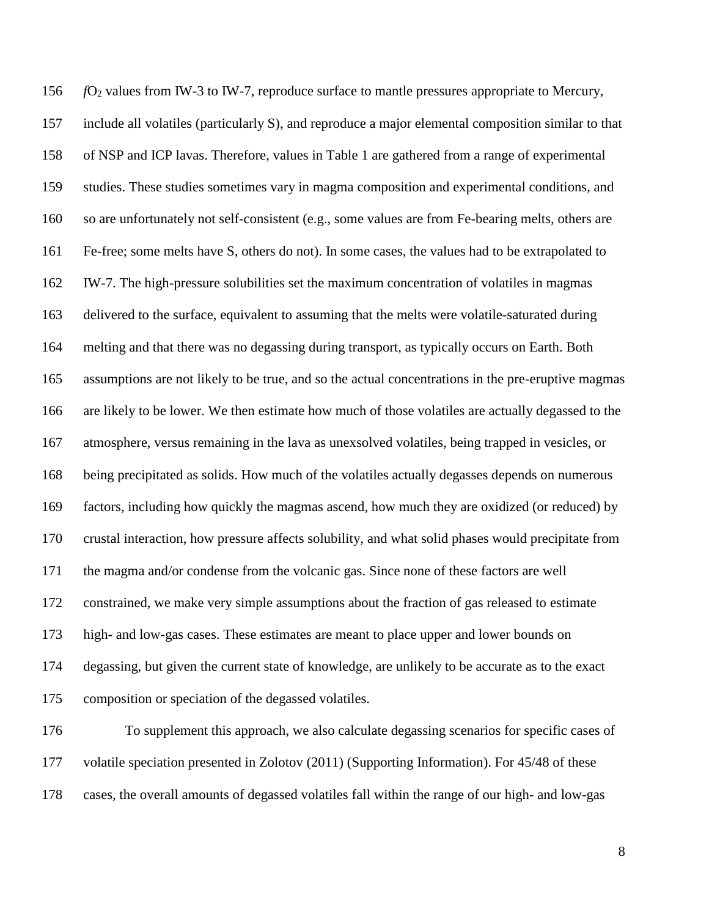$fO_2$ values from IW-3 to IW-7, reproduce surface to mantle pressures appropriate to Mercury, include all volatiles (particularly S), and reproduce a major elemental composition similar to that of NSP and ICP lavas. Therefore, values in Table 1 are gathered from a range of experimental studies. These studies sometimes vary in magma composition and experimental conditions, and so are unfortunately not self-consistent (e.g., some values are from Fe-bearing melts, others are Fe-free; some melts have S, others do not). In some cases, the values had to be extrapolated to IW-7. The high-pressure solubilities set the maximum concentration of volatiles in magmas delivered to the surface, equivalent to assuming that the melts were volatile-saturated during melting and that there was no degassing during transport, as typically occurs on Earth. Both assumptions are not likely to be true, and so the actual concentrations in the pre-eruptive magmas are likely to be lower. We then estimate how much of those volatiles are actually degassed to the atmosphere, versus remaining in the lava as unexsolved volatiles, being trapped in vesicles, or being precipitated as solids. How much of the volatiles actually degasses depends on numerous factors, including how quickly the magmas ascend, how much they are oxidized (or reduced) by crustal interaction, how pressure affects solubility, and what solid phases would precipitate from the magma and/or condense from the volcanic gas. Since none of these factors are well constrained, we make very simple assumptions about the fraction of gas released to estimate high- and low-gas cases. These estimates are meant to place upper and lower bounds on degassing, but given the current state of knowledge, are unlikely to be accurate as to the exact composition or speciation of the degassed volatiles.

To supplement this approach, we also calculate degassing scenarios for specific cases of volatile speciation presented in Zolotov (2011) (Supporting Information). For 45/48 of these cases, the overall amounts of degassed volatiles fall within the range of our high- and low-gas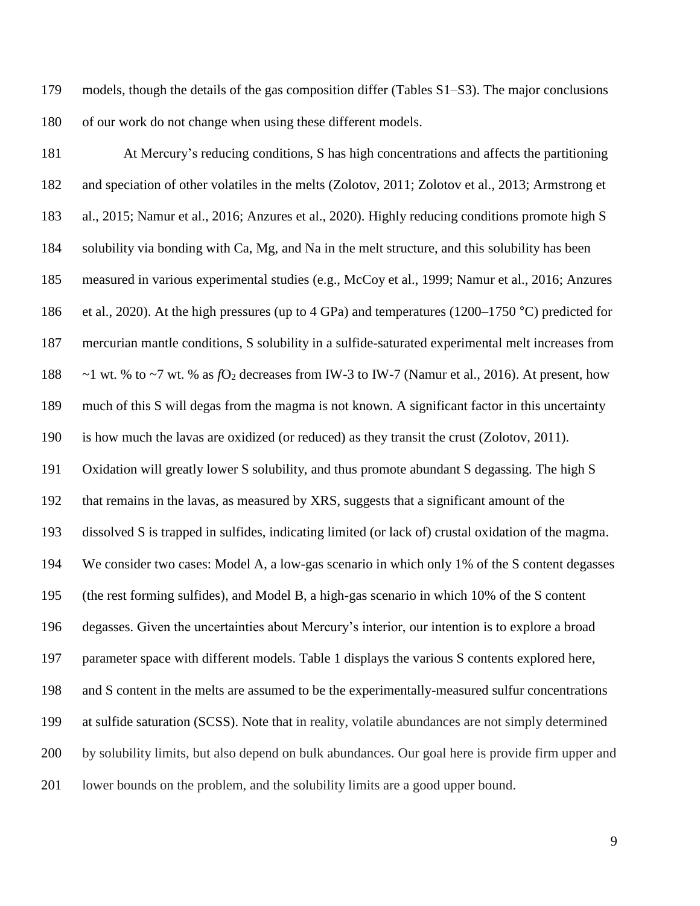models, though the details of the gas composition differ (Tables S1–S3). The major conclusions of our work do not change when using these different models.

At Mercury's reducing conditions, S has high concentrations and affects the partitioning and speciation of other volatiles in the melts (Zolotov, 2011; Zolotov et al., 2013; Armstrong et al., 2015; Namur et al., 2016; Anzures et al., 2020). Highly reducing conditions promote high S solubility via bonding with Ca, Mg, and Na in the melt structure, and this solubility has been measured in various experimental studies (e.g., McCoy et al., 1999; Namur et al., 2016; Anzures et al., 2020). At the high pressures (up to 4 GPa) and temperatures (1200–1750 °C) predicted for mercurian mantle conditions, S solubility in a sulfide-saturated experimental melt increases from ~1 wt. % to ~7 wt. % as $fO_2$ decreases from IW-3 to IW-7 (Namur et al., 2016). At present, how much of this S will degas from the magma is not known. A significant factor in this uncertainty is how much the lavas are oxidized (or reduced) as they transit the crust (Zolotov, 2011). Oxidation will greatly lower S solubility, and thus promote abundant S degassing. The high S that remains in the lavas, as measured by XRS, suggests that a significant amount of the dissolved S is trapped in sulfides, indicating limited (or lack of) crustal oxidation of the magma. We consider two cases: Model A, a low-gas scenario in which only 1% of the S content degasses (the rest forming sulfides), and Model B, a high-gas scenario in which 10% of the S content degasses. Given the uncertainties about Mercury's interior, our intention is to explore a broad parameter space with different models. Table 1 displays the various S contents explored here, and S content in the melts are assumed to be the experimentally-measured sulfur concentrations at sulfide saturation (SCSS). Note that in reality, volatile abundances are not simply determined by solubility limits, but also depend on bulk abundances. Our goal here is provide firm upper and lower bounds on the problem, and the solubility limits are a good upper bound.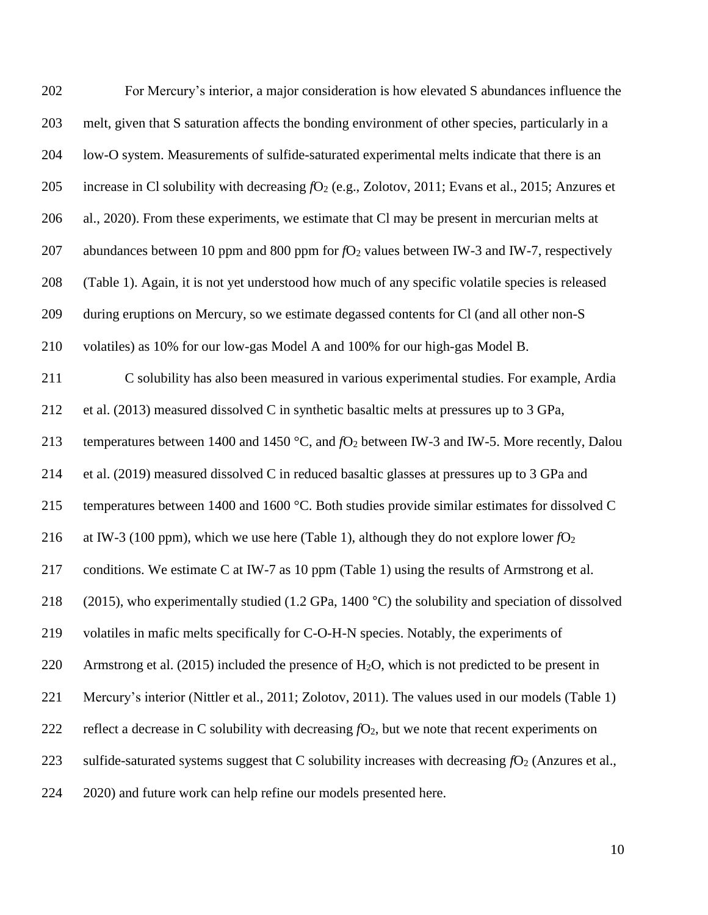For Mercury's interior, a major consideration is how elevated S abundances influence the melt, given that S saturation affects the bonding environment of other species, particularly in a low-O system. Measurements of sulfide-saturated experimental melts indicate that there is an increase in Cl solubility with decreasing $fO_2$ (e.g., Zolotov, 2011; Evans et al., 2015; Anzures et al., 2020). From these experiments, we estimate that Cl may be present in mercurian melts at abundances between 10 ppm and 800 ppm for $fO_2$ values between IW-3 and IW-7, respectively (Table 1). Again, it is not yet understood how much of any specific volatile species is released during eruptions on Mercury, so we estimate degassed contents for Cl (and all other non-S volatiles) as 10% for our low-gas Model A and 100% for our high-gas Model B.

C solubility has also been measured in various experimental studies. For example, Ardia et al. (2013) measured dissolved C in synthetic basaltic melts at pressures up to 3 GPa, temperatures between 1400 and 1450 °C, and $fO_2$ between IW-3 and IW-5. More recently, Dalou et al. (2019) measured dissolved C in reduced basaltic glasses at pressures up to 3 GPa and temperatures between 1400 and 1600 °C. Both studies provide similar estimates for dissolved C at IW-3 (100 ppm), which we use here (Table 1), although they do not explore lower $fO_2$ conditions. We estimate C at IW-7 as 10 ppm (Table 1) using the results of Armstrong et al. (2015), who experimentally studied (1.2 GPa, 1400 °C) the solubility and speciation of dissolved volatiles in mafic melts specifically for C-O-H-N species. Notably, the experiments of Armstrong et al. (2015) included the presence of $H_2O$, which is not predicted to be present in Mercury's interior (Nittler et al., 2011; Zolotov, 2011). The values used in our models (Table 1) reflect a decrease in C solubility with decreasing $fO_2$, but we note that recent experiments on sulfide-saturated systems suggest that C solubility increases with decreasing $fO_2$ (Anzures et al., 2020) and future work can help refine our models presented here.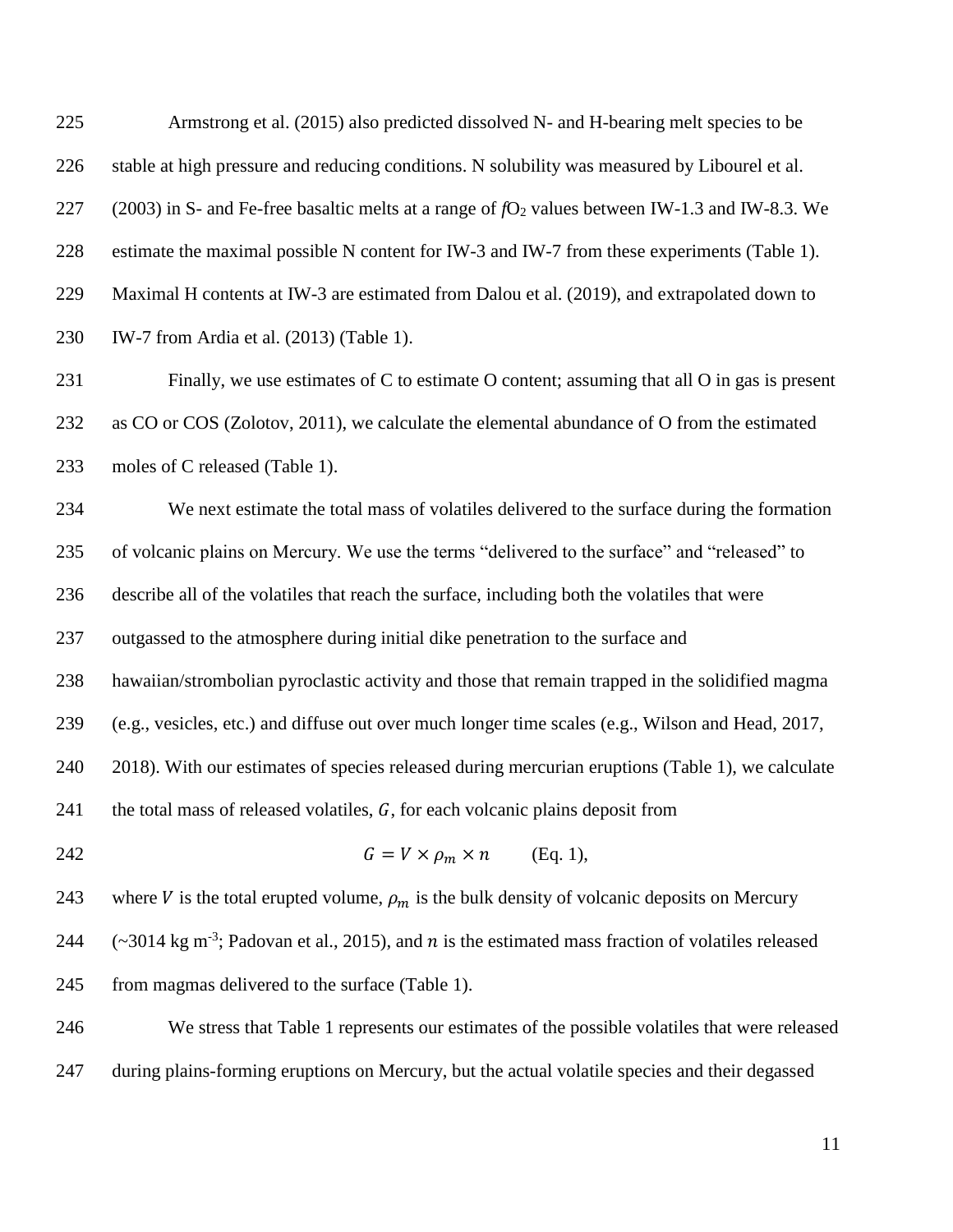Armstrong et al. (2015) also predicted dissolved N- and H-bearing melt species to be stable at high pressure and reducing conditions. N solubility was measured by Libourel et al. (2003) in S- and Fe-free basaltic melts at a range of $fO_2$ values between IW-1.3 and IW-8.3. We estimate the maximal possible N content for IW-3 and IW-7 from these experiments (Table 1). Maximal H contents at IW-3 are estimated from Dalou et al. (2019), and extrapolated down to IW-7 from Ardia et al. (2013) (Table 1).

Finally, we use estimates of C to estimate O content; assuming that all O in gas is present as CO or COS (Zolotov, 2011), we calculate the elemental abundance of O from the estimated moles of C released (Table 1).

We next estimate the total mass of volatiles delivered to the surface during the formation of volcanic plains on Mercury. We use the terms "delivered to the surface" and "released" to describe all of the volatiles that reach the surface, including both the volatiles that were outgassed to the atmosphere during initial dike penetration to the surface and hawaiian/strombolian pyroclastic activity and those that remain trapped in the solidified magma (e.g., vesicles, etc.) and diffuse out over much longer time scales (e.g., Wilson and Head, 2017, 2018). With our estimates of species released during mercurian eruptions (Table 1), we calculate the total mass of released volatiles, $G$, for each volcanic plains deposit from

$$G = V \times \rho_m \times n \qquad \text{(Eq. 1)},$$

where $V$ is the total erupted volume, $\rho_m$ is the bulk density of volcanic deposits on Mercury (~3014 kg m$^{-3}$; Padovan et al., 2015), and $n$ is the estimated mass fraction of volatiles released from magmas delivered to the surface (Table 1).

We stress that Table 1 represents our estimates of the possible volatiles that were released during plains-forming eruptions on Mercury, but the actual volatile species and their degassed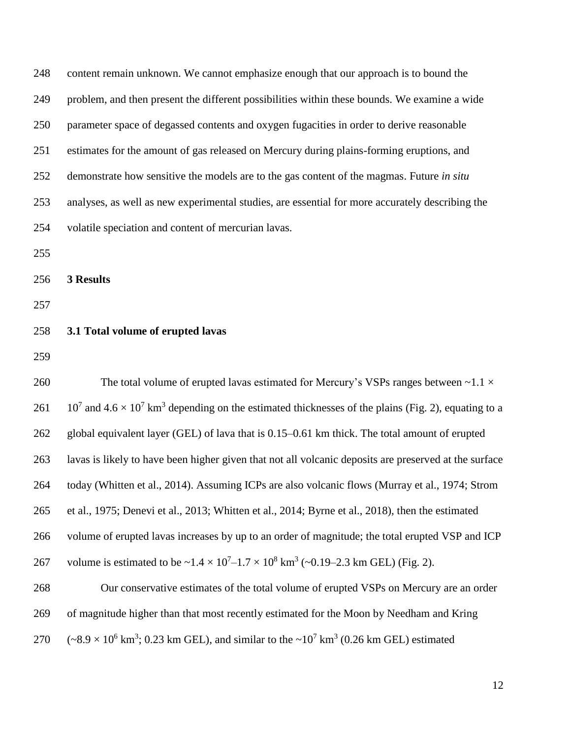content remain unknown. We cannot emphasize enough that our approach is to bound the problem, and then present the different possibilities within these bounds. We examine a wide parameter space of degassed contents and oxygen fugacities in order to derive reasonable estimates for the amount of gas released on Mercury during plains-forming eruptions, and demonstrate how sensitive the models are to the gas content of the magmas. Future *in situ* analyses, as well as new experimental studies, are essential for more accurately describing the volatile speciation and content of mercurian lavas.

## 3 Results

### 3.1 Total volume of erupted lavas

The total volume of erupted lavas estimated for Mercury's VSPs ranges between $\sim 1.1 \times 10^7$ and $4.6 \times 10^7$ km$^3$ depending on the estimated thicknesses of the plains (Fig. 2), equating to a global equivalent layer (GEL) of lava that is 0.15–0.61 km thick. The total amount of erupted lavas is likely to have been higher given that not all volcanic deposits are preserved at the surface today (Whitten et al., 2014). Assuming ICPs are also volcanic flows (Murray et al., 1974; Strom et al., 1975; Denevi et al., 2013; Whitten et al., 2014; Byrne et al., 2018), then the estimated volume of erupted lavas increases by up to an order of magnitude; the total erupted VSP and ICP volume is estimated to be $\sim 1.4 \times 10^7$–$1.7 \times 10^8$ km$^3$ (~0.19–2.3 km GEL) (Fig. 2).

Our conservative estimates of the total volume of erupted VSPs on Mercury are an order of magnitude higher than that most recently estimated for the Moon by Needham and Kring ($\sim 8.9 \times 10^6$ km$^3$; 0.23 km GEL), and similar to the $\sim 10^7$ km$^3$ (0.26 km GEL) estimated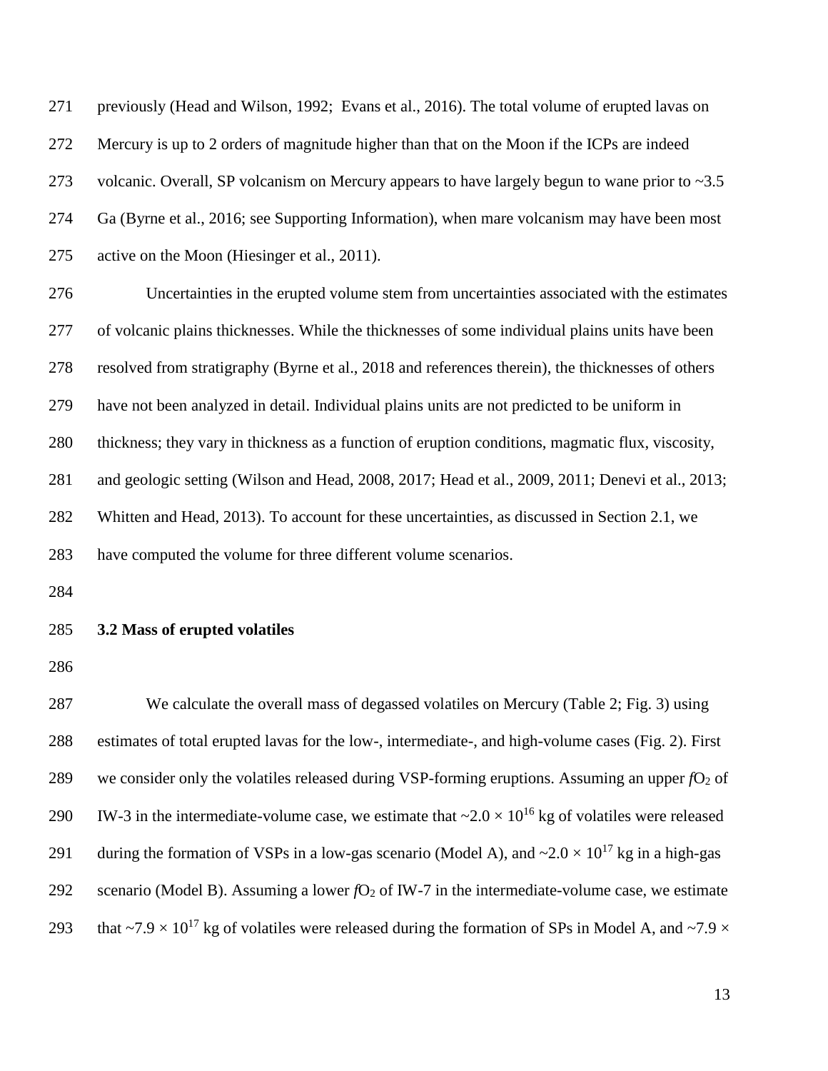previously (Head and Wilson, 1992; Evans et al., 2016). The total volume of erupted lavas on Mercury is up to 2 orders of magnitude higher than that on the Moon if the ICPs are indeed volcanic. Overall, SP volcanism on Mercury appears to have largely begun to wane prior to ~3.5 Ga (Byrne et al., 2016; see Supporting Information), when mare volcanism may have been most active on the Moon (Hiesinger et al., 2011).

Uncertainties in the erupted volume stem from uncertainties associated with the estimates of volcanic plains thicknesses. While the thicknesses of some individual plains units have been resolved from stratigraphy (Byrne et al., 2018 and references therein), the thicknesses of others have not been analyzed in detail. Individual plains units are not predicted to be uniform in thickness; they vary in thickness as a function of eruption conditions, magmatic flux, viscosity, and geologic setting (Wilson and Head, 2008, 2017; Head et al., 2009, 2011; Denevi et al., 2013; Whitten and Head, 2013). To account for these uncertainties, as discussed in Section 2.1, we have computed the volume for three different volume scenarios.

### 3.2 Mass of erupted volatiles

We calculate the overall mass of degassed volatiles on Mercury (Table 2; Fig. 3) using estimates of total erupted lavas for the low-, intermediate-, and high-volume cases (Fig. 2). First we consider only the volatiles released during VSP-forming eruptions. Assuming an upper $fO_2$ of IW-3 in the intermediate-volume case, we estimate that ~$2.0 \times 10^{16}$ kg of volatiles were released during the formation of VSPs in a low-gas scenario (Model A), and ~$2.0 \times 10^{17}$ kg in a high-gas scenario (Model B). Assuming a lower $fO_2$ of IW-7 in the intermediate-volume case, we estimate that ~$7.9 \times 10^{17}$ kg of volatiles were released during the formation of SPs in Model A, and ~$7.9 \times$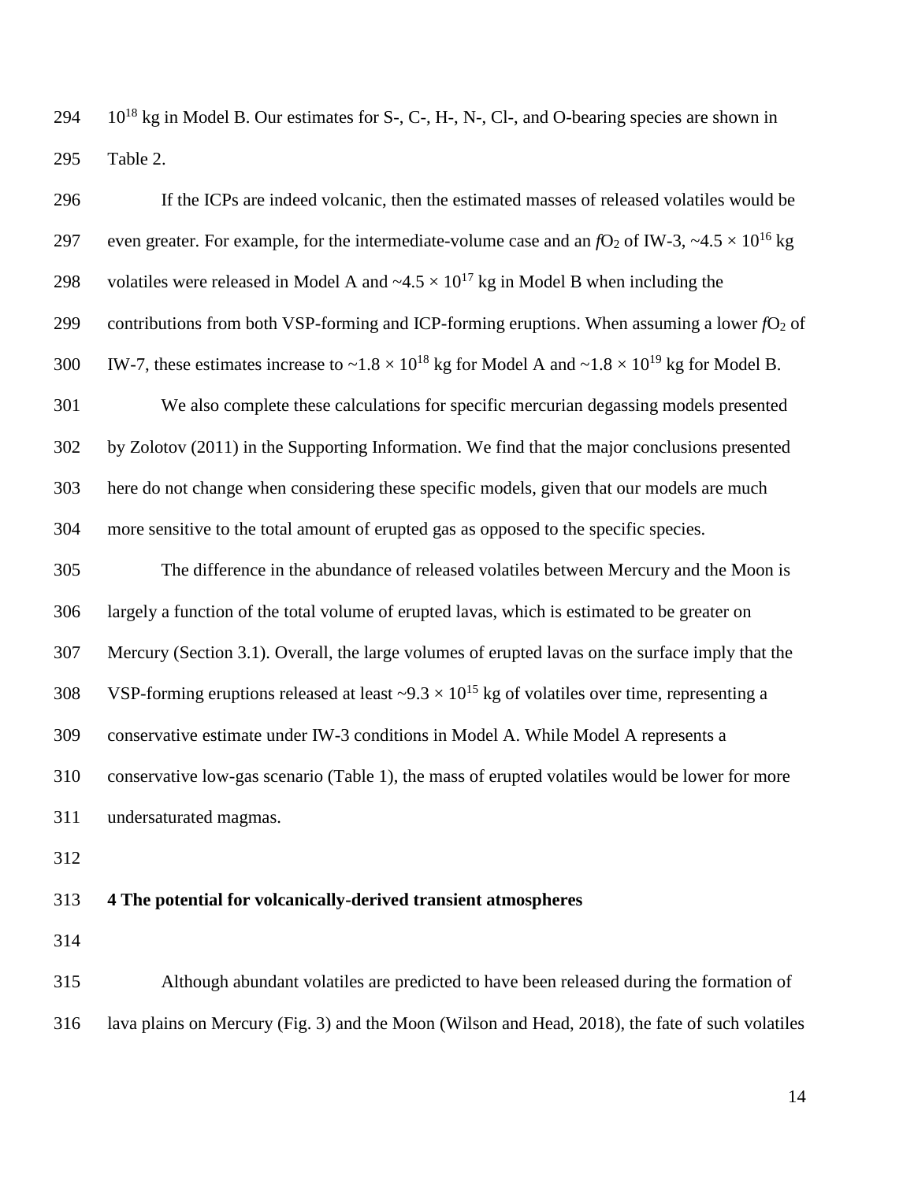$10^{18}$ kg in Model B. Our estimates for S-, C-, H-, N-, Cl-, and O-bearing species are shown in Table 2.

If the ICPs are indeed volcanic, then the estimated masses of released volatiles would be even greater. For example, for the intermediate-volume case and an $fO_2$ of IW-3, ~$4.5 \times 10^{16}$ kg volatiles were released in Model A and ~$4.5 \times 10^{17}$ kg in Model B when including the contributions from both VSP-forming and ICP-forming eruptions. When assuming a lower $fO_2$ of IW-7, these estimates increase to ~$1.8 \times 10^{18}$ kg for Model A and ~$1.8 \times 10^{19}$ kg for Model B.

We also complete these calculations for specific mercurian degassing models presented by Zolotov (2011) in the Supporting Information. We find that the major conclusions presented here do not change when considering these specific models, given that our models are much more sensitive to the total amount of erupted gas as opposed to the specific species.

The difference in the abundance of released volatiles between Mercury and the Moon is largely a function of the total volume of erupted lavas, which is estimated to be greater on Mercury (Section 3.1). Overall, the large volumes of erupted lavas on the surface imply that the VSP-forming eruptions released at least ~$9.3 \times 10^{15}$ kg of volatiles over time, representing a conservative estimate under IW-3 conditions in Model A. While Model A represents a conservative low-gas scenario (Table 1), the mass of erupted volatiles would be lower for more undersaturated magmas.

## 4 The potential for volcanically-derived transient atmospheres

Although abundant volatiles are predicted to have been released during the formation of lava plains on Mercury (Fig. 3) and the Moon (Wilson and Head, 2018), the fate of such volatiles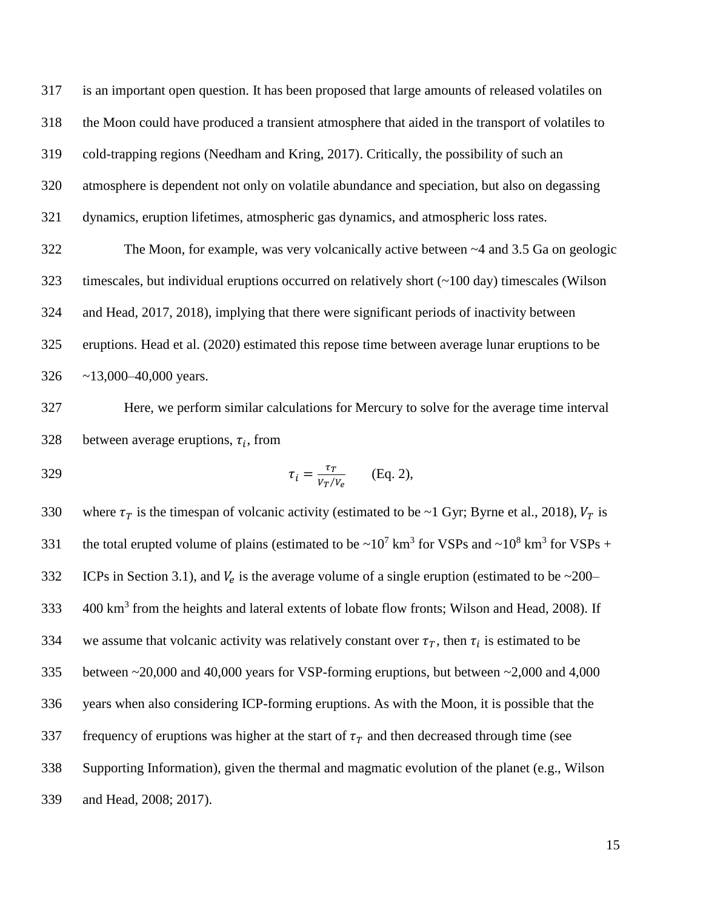is an important open question. It has been proposed that large amounts of released volatiles on the Moon could have produced a transient atmosphere that aided in the transport of volatiles to cold-trapping regions (Needham and Kring, 2017). Critically, the possibility of such an atmosphere is dependent not only on volatile abundance and speciation, but also on degassing dynamics, eruption lifetimes, atmospheric gas dynamics, and atmospheric loss rates.

The Moon, for example, was very volcanically active between ~4 and 3.5 Ga on geologic timescales, but individual eruptions occurred on relatively short (~100 day) timescales (Wilson and Head, 2017, 2018), implying that there were significant periods of inactivity between eruptions. Head et al. (2020) estimated this repose time between average lunar eruptions to be ~13,000–40,000 years.

Here, we perform similar calculations for Mercury to solve for the average time interval between average eruptions, $\tau_i$, from

$$\tau_i = \frac{\tau_T}{V_T/V_e} \qquad \text{(Eq. 2)},$$

where $\tau_T$ is the timespan of volcanic activity (estimated to be ~1 Gyr; Byrne et al., 2018), $V_T$ is the total erupted volume of plains (estimated to be ~$10^7$ km$^3$ for VSPs and ~$10^8$ km$^3$ for VSPs + ICPs in Section 3.1), and $V_e$ is the average volume of a single eruption (estimated to be ~200–400 km$^3$ from the heights and lateral extents of lobate flow fronts; Wilson and Head, 2008). If we assume that volcanic activity was relatively constant over $\tau_T$, then $\tau_i$ is estimated to be between ~20,000 and 40,000 years for VSP-forming eruptions, but between ~2,000 and 4,000 years when also considering ICP-forming eruptions. As with the Moon, it is possible that the frequency of eruptions was higher at the start of $\tau_T$ and then decreased through time (see Supporting Information), given the thermal and magmatic evolution of the planet (e.g., Wilson and Head, 2008; 2017).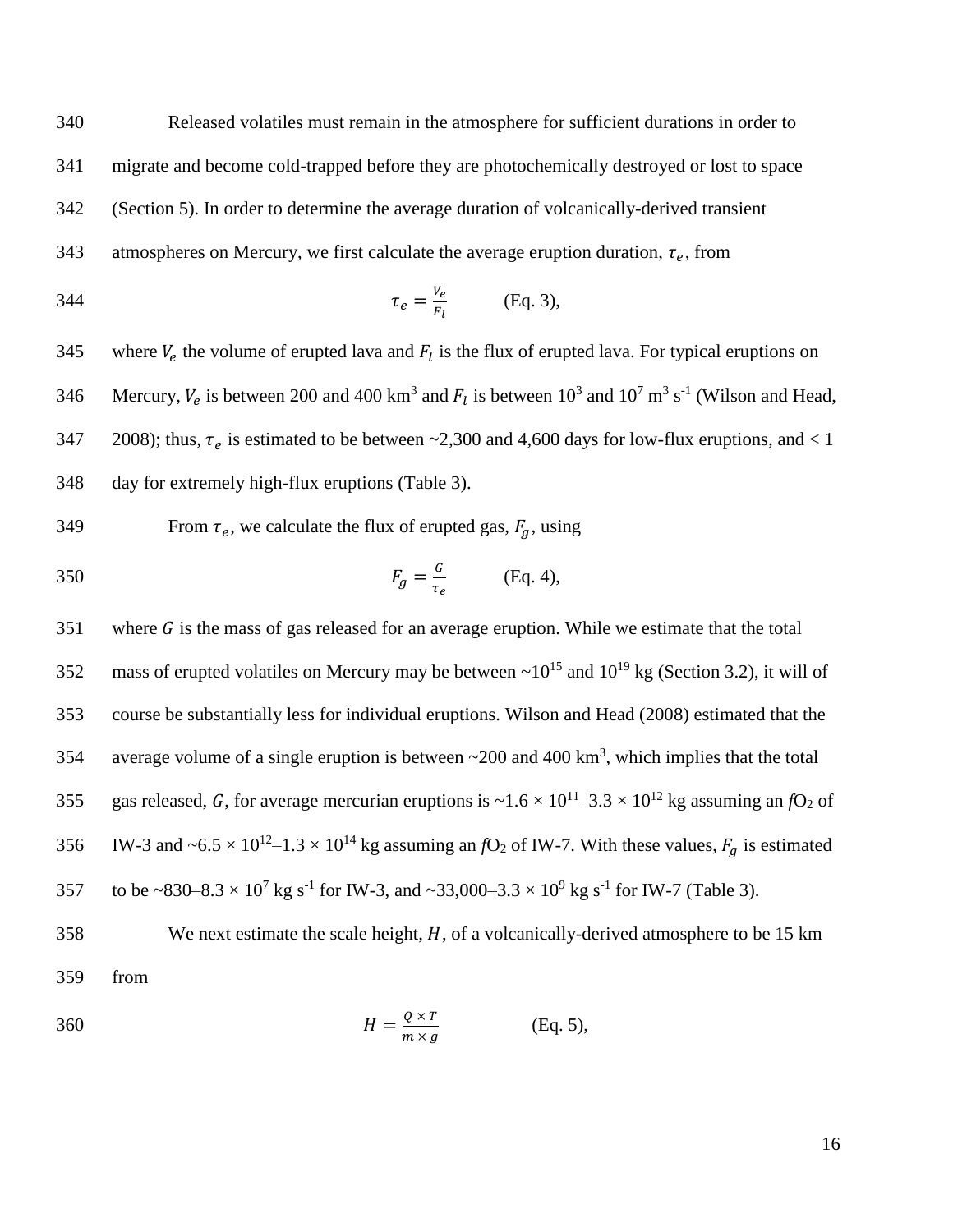Released volatiles must remain in the atmosphere for sufficient durations in order to migrate and become cold-trapped before they are photochemically destroyed or lost to space (Section 5). In order to determine the average duration of volcanically-derived transient atmospheres on Mercury, we first calculate the average eruption duration, $\tau_e$, from

$$\tau_e = \frac{V_e}{F_l} \qquad \text{(Eq. 3)},$$

where $V_e$ the volume of erupted lava and $F_l$ is the flux of erupted lava. For typical eruptions on Mercury, $V_e$ is between 200 and 400 km$^3$ and $F_l$ is between $10^3$ and $10^7$ m$^3$ s$^{-1}$ (Wilson and Head, 2008); thus, $\tau_e$ is estimated to be between ~2,300 and 4,600 days for low-flux eruptions, and < 1 day for extremely high-flux eruptions (Table 3).

From $\tau_e$, we calculate the flux of erupted gas, $F_g$, using

$$F_g = \frac{G}{\tau_e} \qquad \text{(Eq. 4)},$$

where $G$ is the mass of gas released for an average eruption. While we estimate that the total mass of erupted volatiles on Mercury may be between ~$10^{15}$ and $10^{19}$ kg (Section 3.2), it will of course be substantially less for individual eruptions. Wilson and Head (2008) estimated that the average volume of a single eruption is between ~200 and 400 km$^3$, which implies that the total gas released, $G$, for average mercurian eruptions is ~$1.6 \times 10^{11}$–$3.3 \times 10^{12}$ kg assuming an $fO_2$ of IW-3 and ~$6.5 \times 10^{12}$–$1.3 \times 10^{14}$ kg assuming an $fO_2$ of IW-7. With these values, $F_g$ is estimated to be ~830–$8.3 \times 10^7$ kg s$^{-1}$ for IW-3, and ~33,000–$3.3 \times 10^9$ kg s$^{-1}$ for IW-7 (Table 3).

We next estimate the scale height, $H$, of a volcanically-derived atmosphere to be 15 km from

$$H = \frac{Q \times T}{m \times g} \qquad \text{(Eq. 5)},$$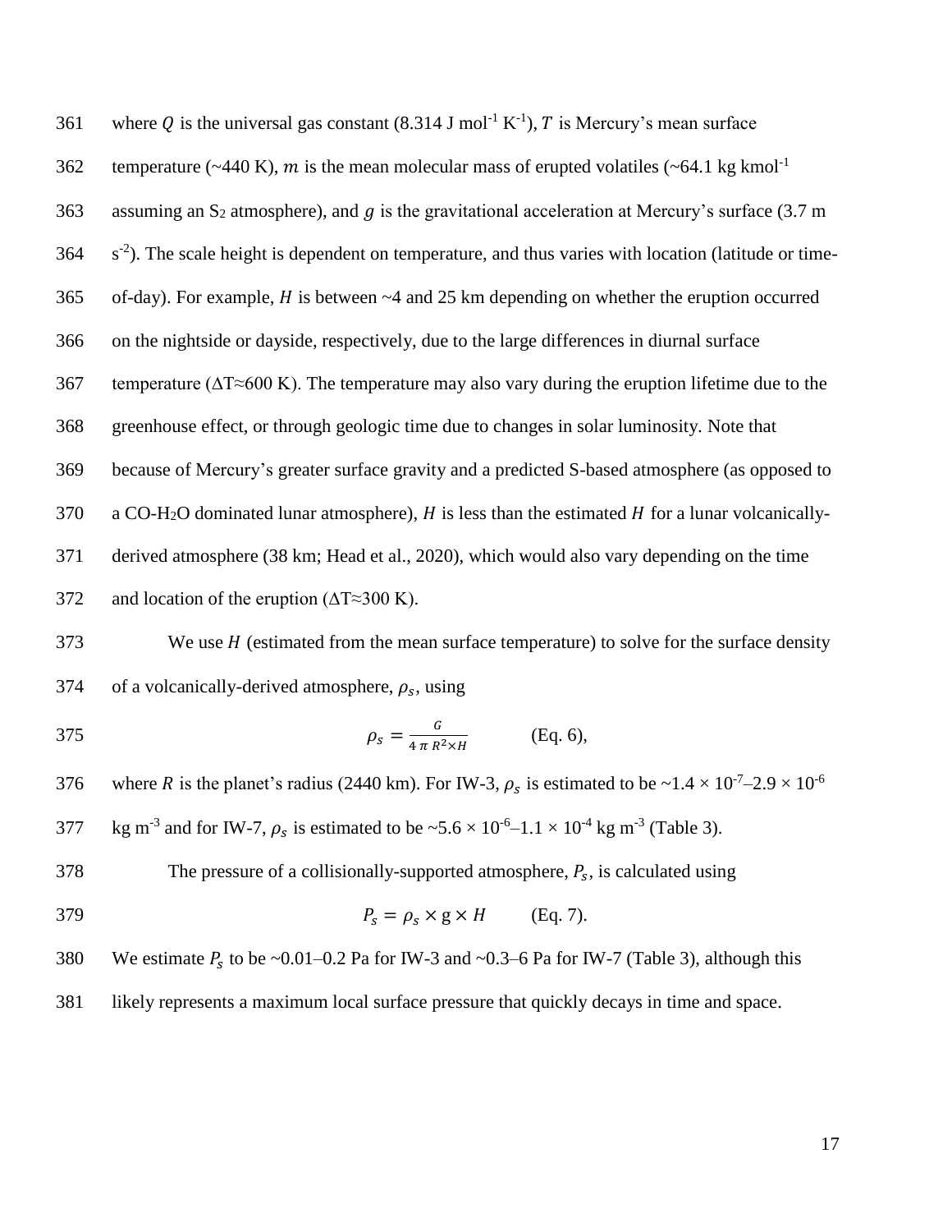where $Q$ is the universal gas constant (8.314 J mol$^{-1}$ K$^{-1}$), $T$ is Mercury's mean surface temperature (~440 K), $m$ is the mean molecular mass of erupted volatiles (~64.1 kg kmol$^{-1}$ assuming an $S_2$ atmosphere), and $g$ is the gravitational acceleration at Mercury's surface (3.7 m s$^{-2}$). The scale height is dependent on temperature, and thus varies with location (latitude or time-of-day). For example, $H$ is between ~4 and 25 km depending on whether the eruption occurred on the nightside or dayside, respectively, due to the large differences in diurnal surface temperature ($\Delta T \approx 600$ K). The temperature may also vary during the eruption lifetime due to the greenhouse effect, or through geologic time due to changes in solar luminosity. Note that because of Mercury's greater surface gravity and a predicted S-based atmosphere (as opposed to a CO-$H_2O$ dominated lunar atmosphere), $H$ is less than the estimated $H$ for a lunar volcanically-derived atmosphere (38 km; Head et al., 2020), which would also vary depending on the time and location of the eruption ($\Delta T \approx 300$ K).

We use $H$ (estimated from the mean surface temperature) to solve for the surface density of a volcanically-derived atmosphere, $\rho_s$, using

$$\rho_s = \frac{G}{4 \pi R^2 \times H} \qquad \text{(Eq. 6)},$$

where $R$ is the planet's radius (2440 km). For IW-3, $\rho_s$ is estimated to be ~$1.4 \times 10^{-7}$–$2.9 \times 10^{-6}$ kg m$^{-3}$ and for IW-7, $\rho_s$ is estimated to be ~$5.6 \times 10^{-6}$–$1.1 \times 10^{-4}$ kg m$^{-3}$ (Table 3).

The pressure of a collisionally-supported atmosphere, $P_s$, is calculated using

$$P_s = \rho_s \times \text{g} \times H \qquad \text{(Eq. 7)}.$$

We estimate $P_s$ to be ~0.01–0.2 Pa for IW-3 and ~0.3–6 Pa for IW-7 (Table 3), although this likely represents a maximum local surface pressure that quickly decays in time and space.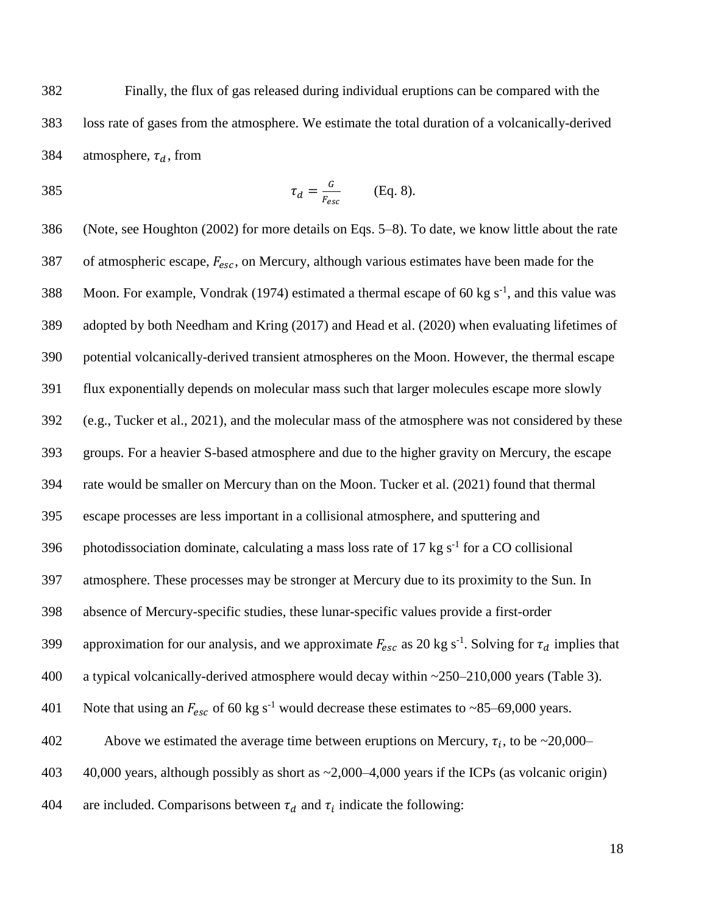Finally, the flux of gas released during individual eruptions can be compared with the loss rate of gases from the atmosphere. We estimate the total duration of a volcanically-derived atmosphere, $\tau_d$, from

$$\tau_d = \frac{G}{F_{esc}} \qquad \text{(Eq. 8).}$$

(Note, see Houghton (2002) for more details on Eqs. 5–8). To date, we know little about the rate of atmospheric escape, $F_{esc}$, on Mercury, although various estimates have been made for the Moon. For example, Vondrak (1974) estimated a thermal escape of 60 kg s$^{-1}$, and this value was adopted by both Needham and Kring (2017) and Head et al. (2020) when evaluating lifetimes of potential volcanically-derived transient atmospheres on the Moon. However, the thermal escape flux exponentially depends on molecular mass such that larger molecules escape more slowly (e.g., Tucker et al., 2021), and the molecular mass of the atmosphere was not considered by these groups. For a heavier S-based atmosphere and due to the higher gravity on Mercury, the escape rate would be smaller on Mercury than on the Moon. Tucker et al. (2021) found that thermal escape processes are less important in a collisional atmosphere, and sputtering and photodissociation dominate, calculating a mass loss rate of 17 kg s$^{-1}$ for a CO collisional atmosphere. These processes may be stronger at Mercury due to its proximity to the Sun. In absence of Mercury-specific studies, these lunar-specific values provide a first-order approximation for our analysis, and we approximate $F_{esc}$ as 20 kg s$^{-1}$. Solving for $\tau_d$ implies that a typical volcanically-derived atmosphere would decay within ~250–210,000 years (Table 3). Note that using an $F_{esc}$ of 60 kg s$^{-1}$ would decrease these estimates to ~85–69,000 years.

Above we estimated the average time between eruptions on Mercury, $\tau_i$, to be ~20,000–40,000 years, although possibly as short as ~2,000–4,000 years if the ICPs (as volcanic origin) are included. Comparisons between $\tau_d$ and $\tau_i$ indicate the following: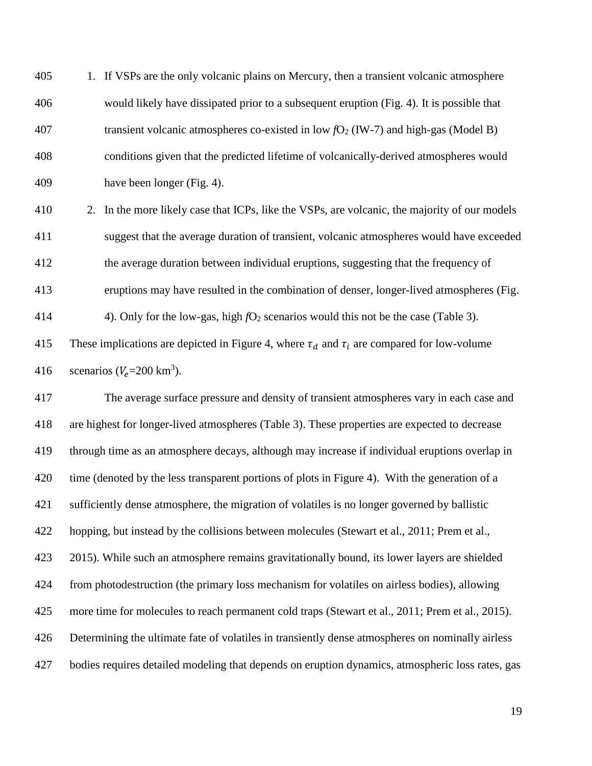1. If VSPs are the only volcanic plains on Mercury, then a transient volcanic atmosphere would likely have dissipated prior to a subsequent eruption (Fig. 4). It is possible that transient volcanic atmospheres co-existed in low $fO_2$ (IW-7) and high-gas (Model B) conditions given that the predicted lifetime of volcanically-derived atmospheres would have been longer (Fig. 4).
2. In the more likely case that ICPs, like the VSPs, are volcanic, the majority of our models suggest that the average duration of transient, volcanic atmospheres would have exceeded the average duration between individual eruptions, suggesting that the frequency of eruptions may have resulted in the combination of denser, longer-lived atmospheres (Fig. 4). Only for the low-gas, high $fO_2$ scenarios would this not be the case (Table 3).

These implications are depicted in Figure 4, where $\tau_d$ and $\tau_i$ are compared for low-volume scenarios ($V_e$=200 km$^3$).

The average surface pressure and density of transient atmospheres vary in each case and are highest for longer-lived atmospheres (Table 3). These properties are expected to decrease through time as an atmosphere decays, although may increase if individual eruptions overlap in time (denoted by the less transparent portions of plots in Figure 4). With the generation of a sufficiently dense atmosphere, the migration of volatiles is no longer governed by ballistic hopping, but instead by the collisions between molecules (Stewart et al., 2011; Prem et al., 2015). While such an atmosphere remains gravitationally bound, its lower layers are shielded from photodestruction (the primary loss mechanism for volatiles on airless bodies), allowing more time for molecules to reach permanent cold traps (Stewart et al., 2011; Prem et al., 2015). Determining the ultimate fate of volatiles in transiently dense atmospheres on nominally airless bodies requires detailed modeling that depends on eruption dynamics, atmospheric loss rates, gas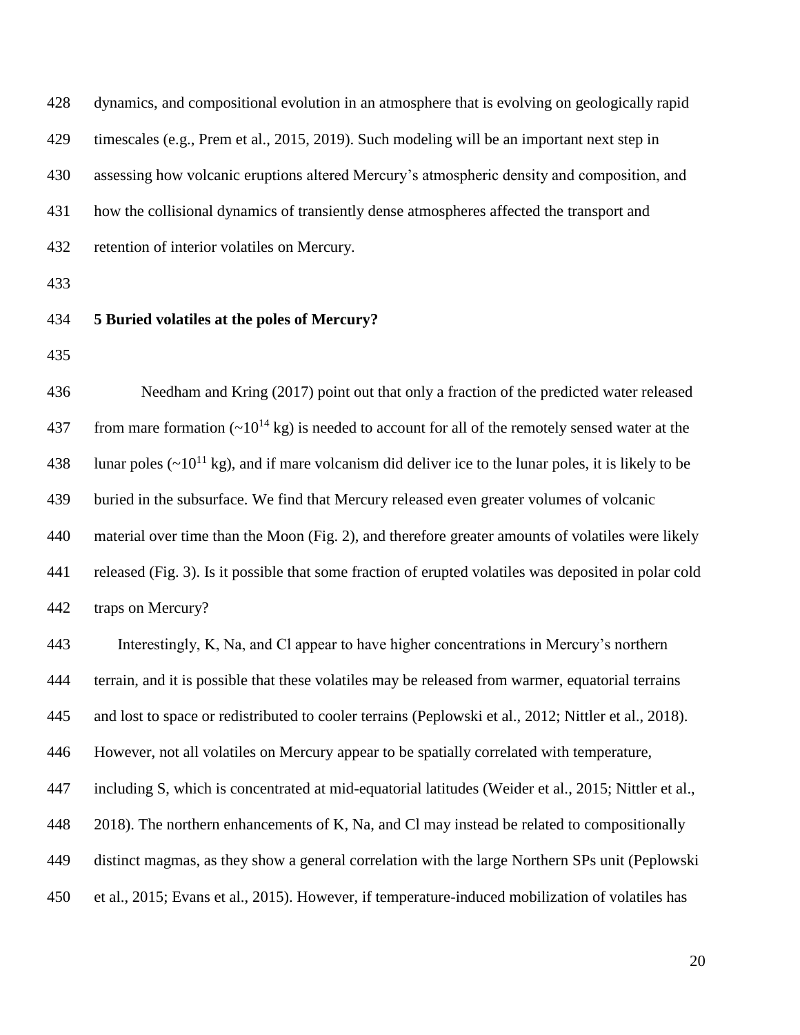dynamics, and compositional evolution in an atmosphere that is evolving on geologically rapid timescales (e.g., Prem et al., 2015, 2019). Such modeling will be an important next step in assessing how volcanic eruptions altered Mercury's atmospheric density and composition, and how the collisional dynamics of transiently dense atmospheres affected the transport and retention of interior volatiles on Mercury.

## 5 Buried volatiles at the poles of Mercury?

Needham and Kring (2017) point out that only a fraction of the predicted water released from mare formation (~$10^{14}$ kg) is needed to account for all of the remotely sensed water at the lunar poles (~$10^{11}$ kg), and if mare volcanism did deliver ice to the lunar poles, it is likely to be buried in the subsurface. We find that Mercury released even greater volumes of volcanic material over time than the Moon (Fig. 2), and therefore greater amounts of volatiles were likely released (Fig. 3). Is it possible that some fraction of erupted volatiles was deposited in polar cold traps on Mercury?

Interestingly, K, Na, and Cl appear to have higher concentrations in Mercury's northern terrain, and it is possible that these volatiles may be released from warmer, equatorial terrains and lost to space or redistributed to cooler terrains (Peplowski et al., 2012; Nittler et al., 2018). However, not all volatiles on Mercury appear to be spatially correlated with temperature, including S, which is concentrated at mid-equatorial latitudes (Weider et al., 2015; Nittler et al., 2018). The northern enhancements of K, Na, and Cl may instead be related to compositionally distinct magmas, as they show a general correlation with the large Northern SPs unit (Peplowski et al., 2015; Evans et al., 2015). However, if temperature-induced mobilization of volatiles has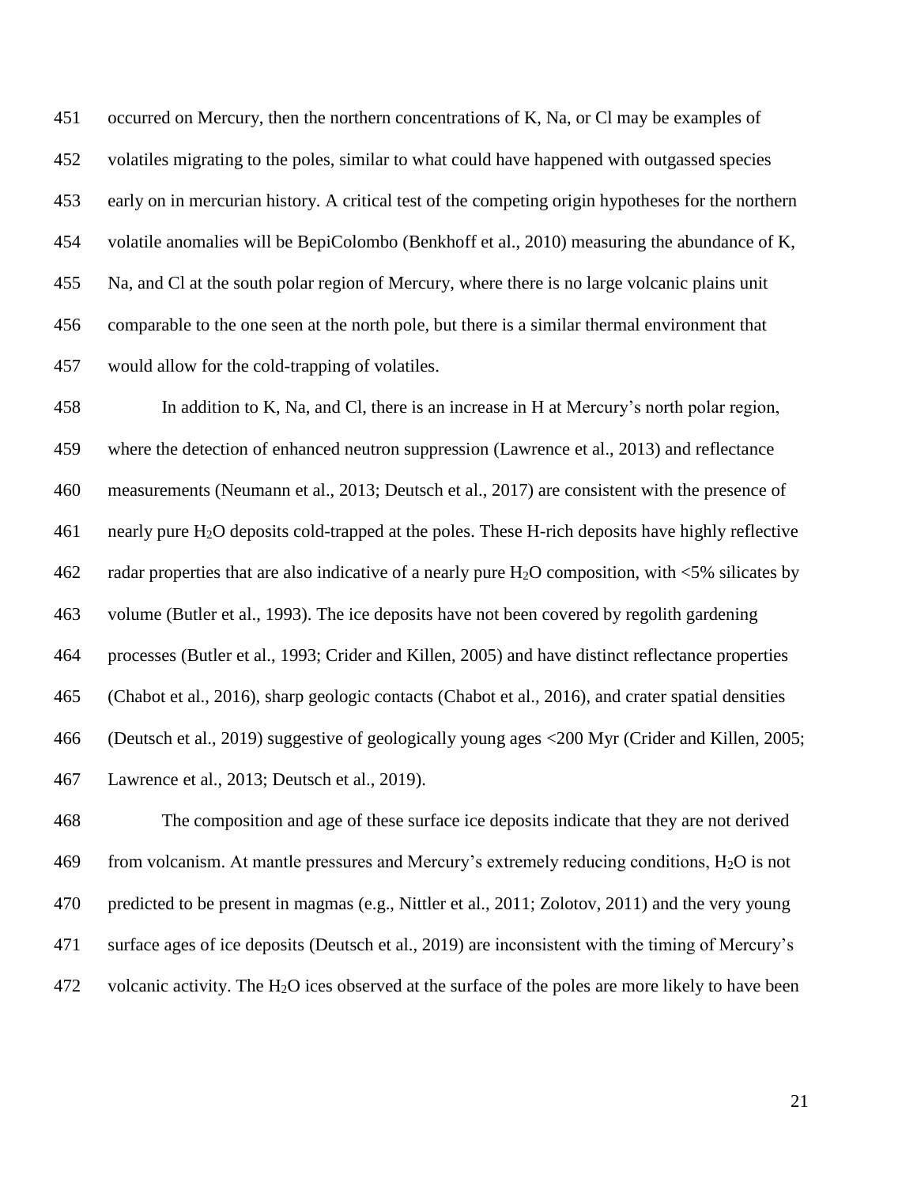occurred on Mercury, then the northern concentrations of K, Na, or Cl may be examples of volatiles migrating to the poles, similar to what could have happened with outgassed species early on in mercurian history. A critical test of the competing origin hypotheses for the northern volatile anomalies will be BepiColombo (Benkhoff et al., 2010) measuring the abundance of K, Na, and Cl at the south polar region of Mercury, where there is no large volcanic plains unit comparable to the one seen at the north pole, but there is a similar thermal environment that would allow for the cold-trapping of volatiles.

In addition to K, Na, and Cl, there is an increase in H at Mercury's north polar region, where the detection of enhanced neutron suppression (Lawrence et al., 2013) and reflectance measurements (Neumann et al., 2013; Deutsch et al., 2017) are consistent with the presence of nearly pure $H_2O$ deposits cold-trapped at the poles. These H-rich deposits have highly reflective radar properties that are also indicative of a nearly pure $H_2O$ composition, with <5% silicates by volume (Butler et al., 1993). The ice deposits have not been covered by regolith gardening processes (Butler et al., 1993; Crider and Killen, 2005) and have distinct reflectance properties (Chabot et al., 2016), sharp geologic contacts (Chabot et al., 2016), and crater spatial densities (Deutsch et al., 2019) suggestive of geologically young ages <200 Myr (Crider and Killen, 2005; Lawrence et al., 2013; Deutsch et al., 2019).

The composition and age of these surface ice deposits indicate that they are not derived from volcanism. At mantle pressures and Mercury's extremely reducing conditions, $H_2O$ is not predicted to be present in magmas (e.g., Nittler et al., 2011; Zolotov, 2011) and the very young surface ages of ice deposits (Deutsch et al., 2019) are inconsistent with the timing of Mercury's volcanic activity. The $H_2O$ ices observed at the surface of the poles are more likely to have been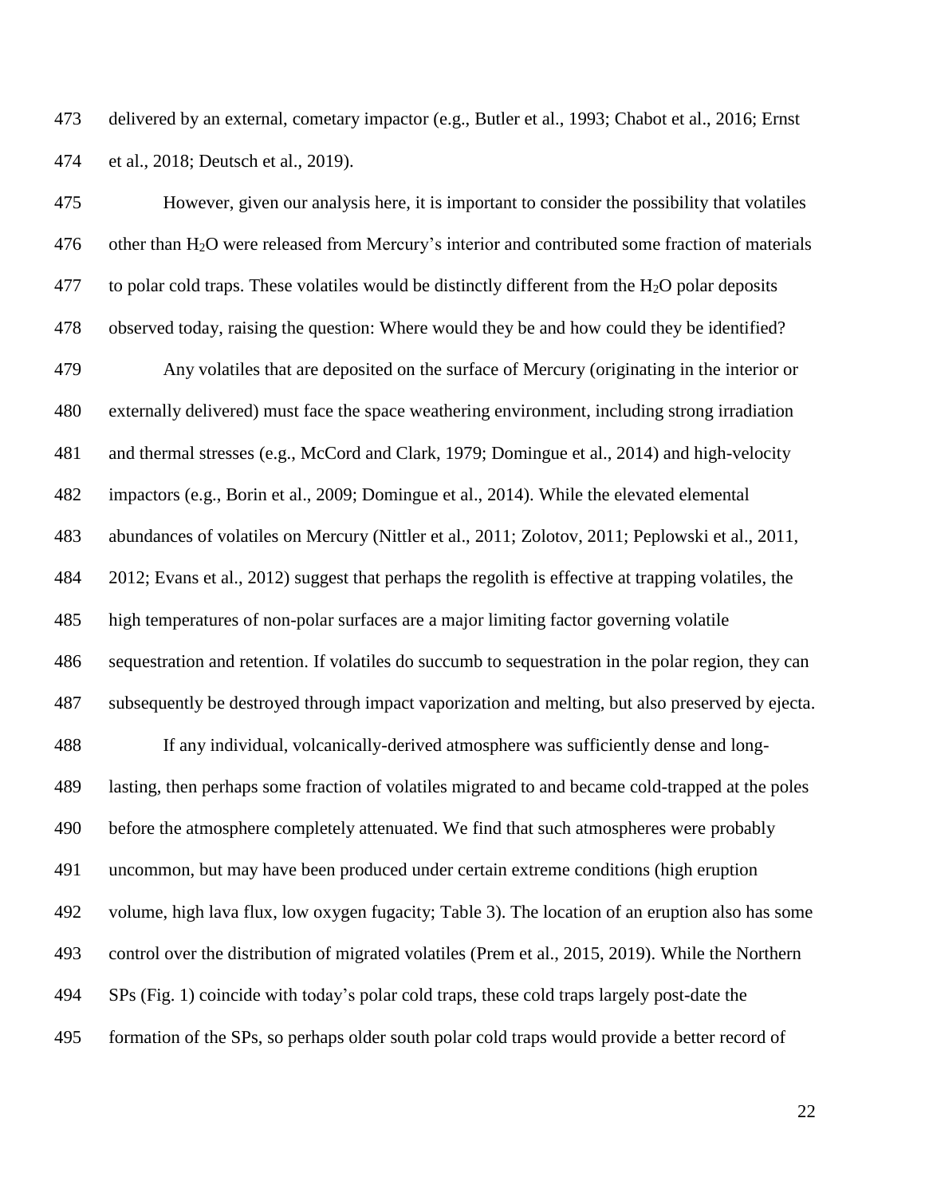delivered by an external, cometary impactor (e.g., Butler et al., 1993; Chabot et al., 2016; Ernst et al., 2018; Deutsch et al., 2019).

However, given our analysis here, it is important to consider the possibility that volatiles other than $H_2O$ were released from Mercury's interior and contributed some fraction of materials to polar cold traps. These volatiles would be distinctly different from the $H_2O$ polar deposits observed today, raising the question: Where would they be and how could they be identified?

Any volatiles that are deposited on the surface of Mercury (originating in the interior or externally delivered) must face the space weathering environment, including strong irradiation and thermal stresses (e.g., McCord and Clark, 1979; Domingue et al., 2014) and high-velocity impactors (e.g., Borin et al., 2009; Domingue et al., 2014). While the elevated elemental abundances of volatiles on Mercury (Nittler et al., 2011; Zolotov, 2011; Peplowski et al., 2011, 2012; Evans et al., 2012) suggest that perhaps the regolith is effective at trapping volatiles, the high temperatures of non-polar surfaces are a major limiting factor governing volatile sequestration and retention. If volatiles do succumb to sequestration in the polar region, they can subsequently be destroyed through impact vaporization and melting, but also preserved by ejecta.

If any individual, volcanically-derived atmosphere was sufficiently dense and long-lasting, then perhaps some fraction of volatiles migrated to and became cold-trapped at the poles before the atmosphere completely attenuated. We find that such atmospheres were probably uncommon, but may have been produced under certain extreme conditions (high eruption volume, high lava flux, low oxygen fugacity; Table 3). The location of an eruption also has some control over the distribution of migrated volatiles (Prem et al., 2015, 2019). While the Northern SPs (Fig. 1) coincide with today's polar cold traps, these cold traps largely post-date the formation of the SPs, so perhaps older south polar cold traps would provide a better record of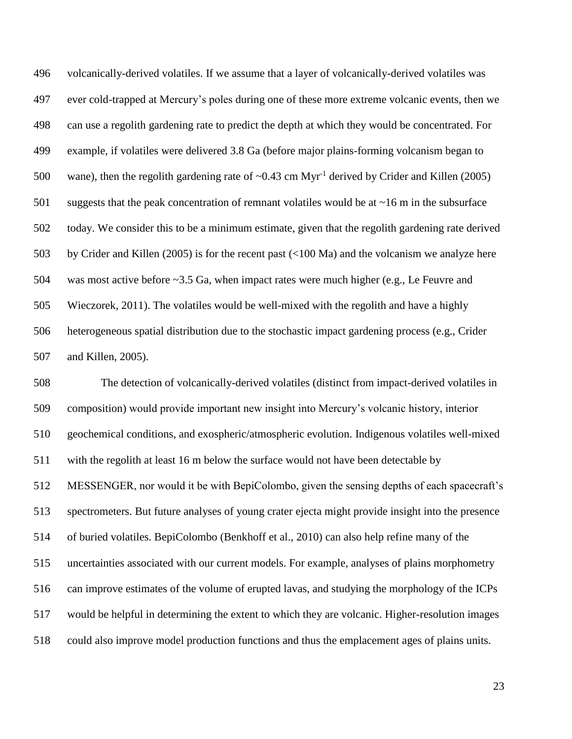volcanically-derived volatiles. If we assume that a layer of volcanically-derived volatiles was ever cold-trapped at Mercury's poles during one of these more extreme volcanic events, then we can use a regolith gardening rate to predict the depth at which they would be concentrated. For example, if volatiles were delivered 3.8 Ga (before major plains-forming volcanism began to wane), then the regolith gardening rate of ~0.43 cm $Myr^{-1}$ derived by Crider and Killen (2005) suggests that the peak concentration of remnant volatiles would be at ~16 m in the subsurface today. We consider this to be a minimum estimate, given that the regolith gardening rate derived by Crider and Killen (2005) is for the recent past (<100 Ma) and the volcanism we analyze here was most active before ~3.5 Ga, when impact rates were much higher (e.g., Le Feuvre and Wieczorek, 2011). The volatiles would be well-mixed with the regolith and have a highly heterogeneous spatial distribution due to the stochastic impact gardening process (e.g., Crider and Killen, 2005).

The detection of volcanically-derived volatiles (distinct from impact-derived volatiles in composition) would provide important new insight into Mercury's volcanic history, interior geochemical conditions, and exospheric/atmospheric evolution. Indigenous volatiles well-mixed with the regolith at least 16 m below the surface would not have been detectable by MESSENGER, nor would it be with BepiColombo, given the sensing depths of each spacecraft's spectrometers. But future analyses of young crater ejecta might provide insight into the presence of buried volatiles. BepiColombo (Benkhoff et al., 2010) can also help refine many of the uncertainties associated with our current models. For example, analyses of plains morphometry can improve estimates of the volume of erupted lavas, and studying the morphology of the ICPs would be helpful in determining the extent to which they are volcanic. Higher-resolution images could also improve model production functions and thus the emplacement ages of plains units.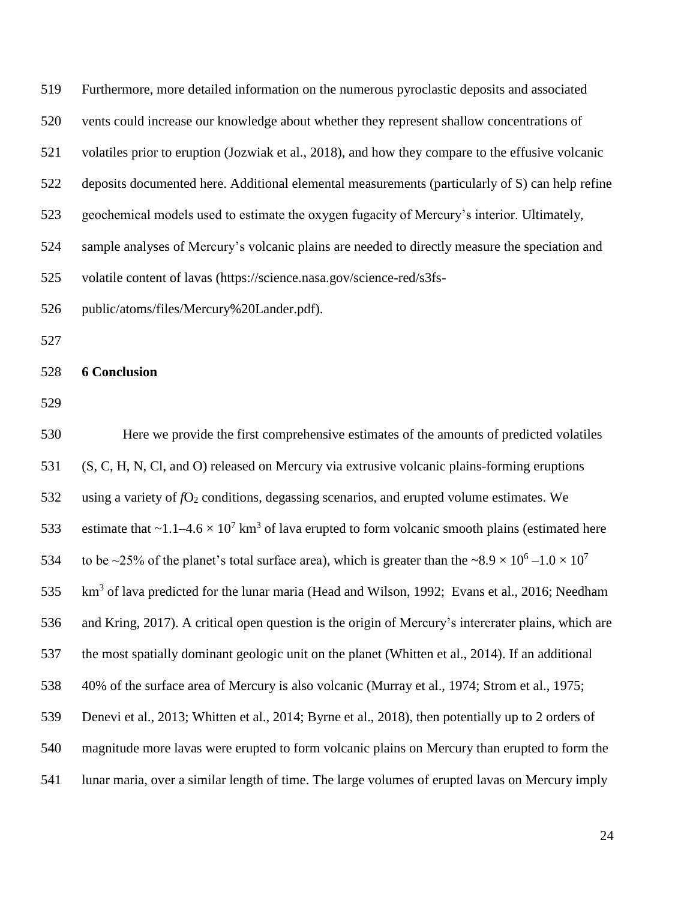Furthermore, more detailed information on the numerous pyroclastic deposits and associated vents could increase our knowledge about whether they represent shallow concentrations of volatiles prior to eruption (Jozwiak et al., 2018), and how they compare to the effusive volcanic deposits documented here. Additional elemental measurements (particularly of S) can help refine geochemical models used to estimate the oxygen fugacity of Mercury's interior. Ultimately, sample analyses of Mercury's volcanic plains are needed to directly measure the speciation and volatile content of lavas (https://science.nasa.gov/science-red/s3fs-public/atoms/files/Mercury%20Lander.pdf).

## 6 Conclusion

Here we provide the first comprehensive estimates of the amounts of predicted volatiles (S, C, H, N, Cl, and O) released on Mercury via extrusive volcanic plains-forming eruptions using a variety of $fO_2$ conditions, degassing scenarios, and erupted volume estimates. We estimate that ~$1.1–4.6 \times 10^7$ km$^3$ of lava erupted to form volcanic smooth plains (estimated here to be ~25% of the planet's total surface area), which is greater than the ~$8.9 \times 10^6$ –$1.0 \times 10^7$ km$^3$ of lava predicted for the lunar maria (Head and Wilson, 1992; Evans et al., 2016; Needham and Kring, 2017). A critical open question is the origin of Mercury's intercrater plains, which are the most spatially dominant geologic unit on the planet (Whitten et al., 2014). If an additional 40% of the surface area of Mercury is also volcanic (Murray et al., 1974; Strom et al., 1975; Denevi et al., 2013; Whitten et al., 2014; Byrne et al., 2018), then potentially up to 2 orders of magnitude more lavas were erupted to form volcanic plains on Mercury than erupted to form the lunar maria, over a similar length of time. The large volumes of erupted lavas on Mercury imply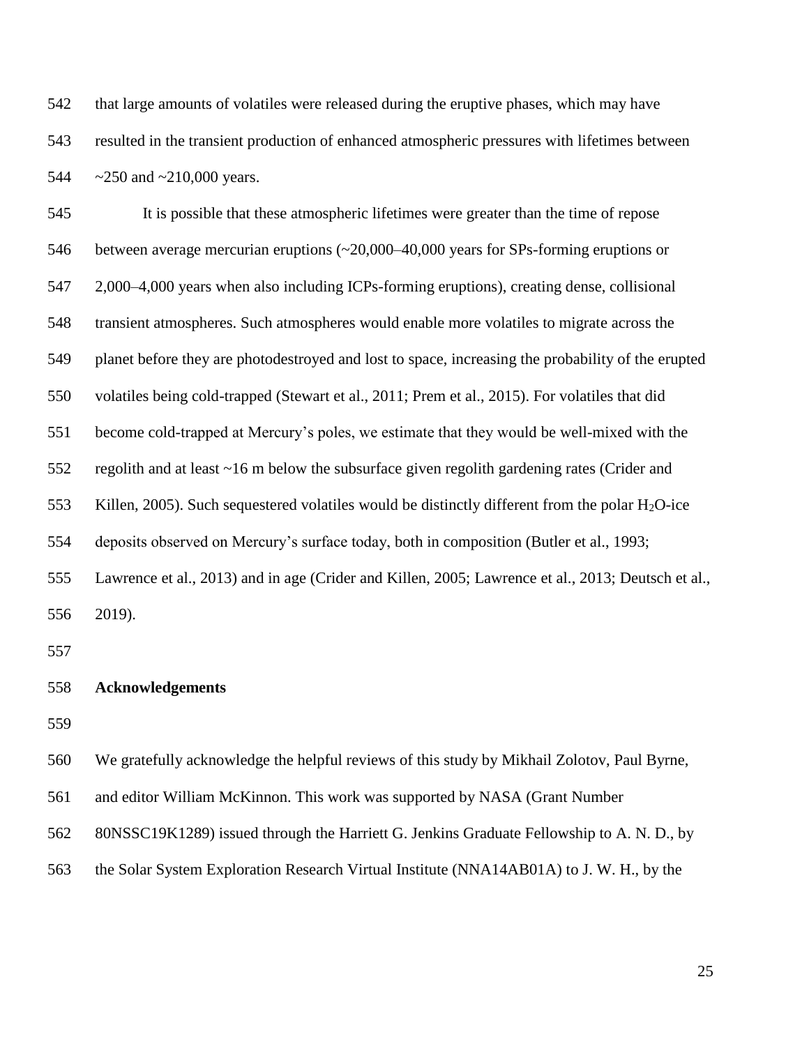that large amounts of volatiles were released during the eruptive phases, which may have resulted in the transient production of enhanced atmospheric pressures with lifetimes between ~250 and ~210,000 years.

It is possible that these atmospheric lifetimes were greater than the time of repose between average mercurian eruptions (~20,000–40,000 years for SPs-forming eruptions or 2,000–4,000 years when also including ICPs-forming eruptions), creating dense, collisional transient atmospheres. Such atmospheres would enable more volatiles to migrate across the planet before they are photodestroyed and lost to space, increasing the probability of the erupted volatiles being cold-trapped (Stewart et al., 2011; Prem et al., 2015). For volatiles that did become cold-trapped at Mercury's poles, we estimate that they would be well-mixed with the regolith and at least ~16 m below the subsurface given regolith gardening rates (Crider and Killen, 2005). Such sequestered volatiles would be distinctly different from the polar $H_2O$-ice deposits observed on Mercury's surface today, both in composition (Butler et al., 1993; Lawrence et al., 2013) and in age (Crider and Killen, 2005; Lawrence et al., 2013; Deutsch et al., 2019).

## Acknowledgements

We gratefully acknowledge the helpful reviews of this study by Mikhail Zolotov, Paul Byrne, and editor William McKinnon. This work was supported by NASA (Grant Number 80NSSC19K1289) issued through the Harriett G. Jenkins Graduate Fellowship to A. N. D., by the Solar System Exploration Research Virtual Institute (NNA14AB01A) to J. W. H., by the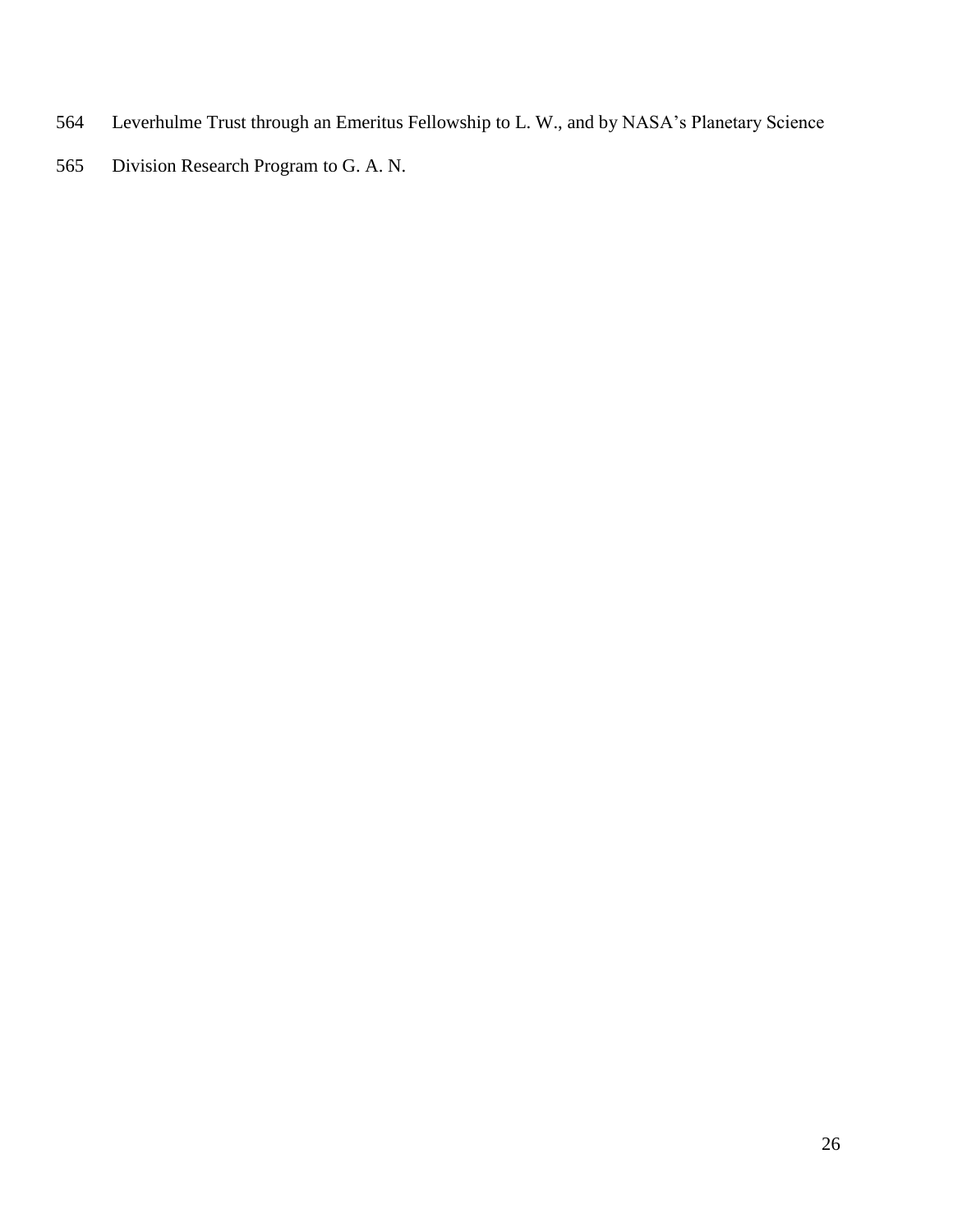Leverhulme Trust through an Emeritus Fellowship to L. W., and by NASA's Planetary Science Division Research Program to G. A. N.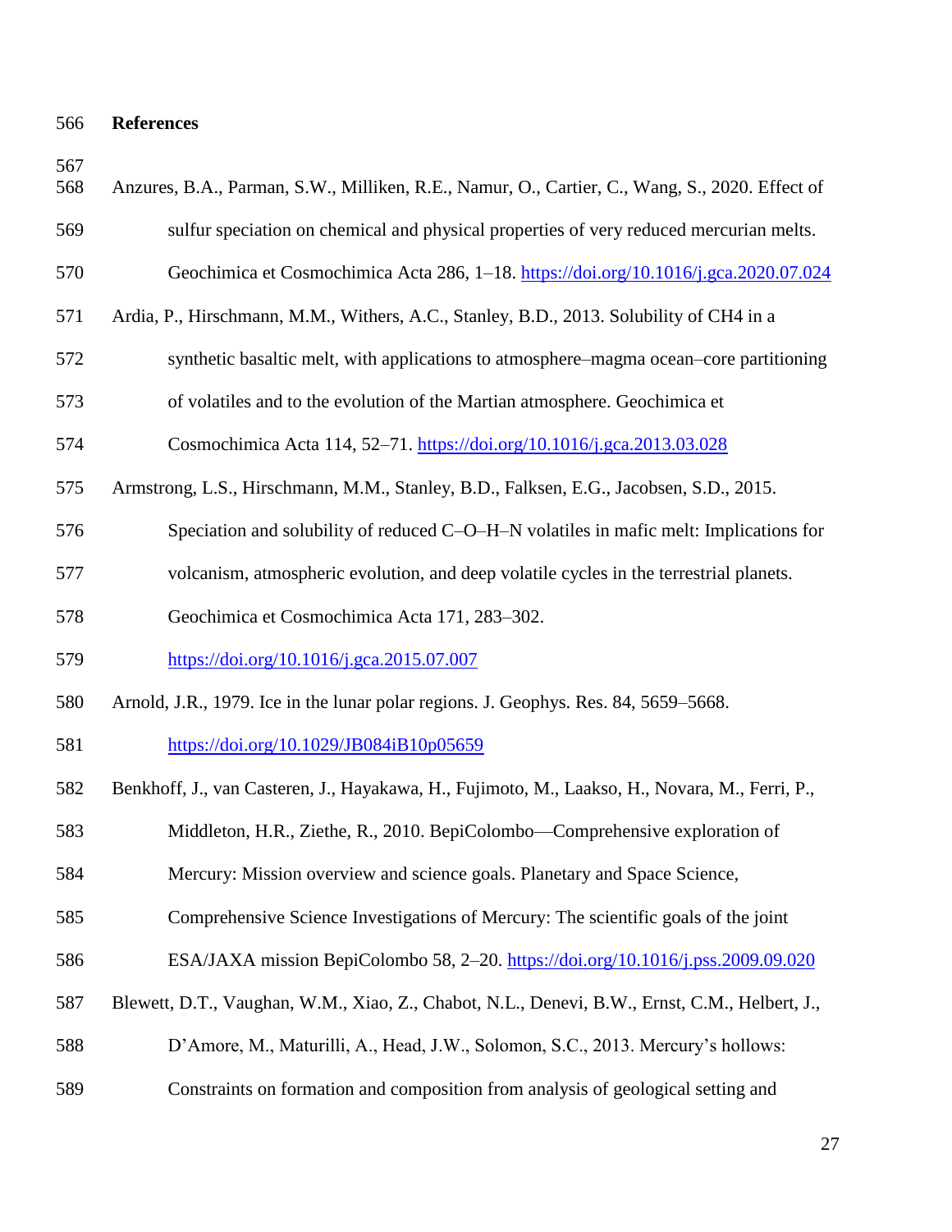## References

Anzures, B.A., Parman, S.W., Milliken, R.E., Namur, O., Cartier, C., Wang, S., 2020. Effect of sulfur speciation on chemical and physical properties of very reduced mercurian melts. Geochimica et Cosmochimica Acta 286, 1–18. https://doi.org/10.1016/j.gca.2020.07.024

Ardia, P., Hirschmann, M.M., Withers, A.C., Stanley, B.D., 2013. Solubility of CH4 in a synthetic basaltic melt, with applications to atmosphere–magma ocean–core partitioning of volatiles and to the evolution of the Martian atmosphere. Geochimica et Cosmochimica Acta 114, 52–71. https://doi.org/10.1016/j.gca.2013.03.028

Armstrong, L.S., Hirschmann, M.M., Stanley, B.D., Falksen, E.G., Jacobsen, S.D., 2015. Speciation and solubility of reduced C–O–H–N volatiles in mafic melt: Implications for volcanism, atmospheric evolution, and deep volatile cycles in the terrestrial planets. Geochimica et Cosmochimica Acta 171, 283–302. https://doi.org/10.1016/j.gca.2015.07.007

Arnold, J.R., 1979. Ice in the lunar polar regions. J. Geophys. Res. 84, 5659–5668. https://doi.org/10.1029/JB084iB10p05659

Benkhoff, J., van Casteren, J., Hayakawa, H., Fujimoto, M., Laakso, H., Novara, M., Ferri, P., Middleton, H.R., Ziethe, R., 2010. BepiColombo—Comprehensive exploration of Mercury: Mission overview and science goals. Planetary and Space Science, Comprehensive Science Investigations of Mercury: The scientific goals of the joint ESA/JAXA mission BepiColombo 58, 2–20. https://doi.org/10.1016/j.pss.2009.09.020

Blewett, D.T., Vaughan, W.M., Xiao, Z., Chabot, N.L., Denevi, B.W., Ernst, C.M., Helbert, J., D'Amore, M., Maturilli, A., Head, J.W., Solomon, S.C., 2013. Mercury's hollows: Constraints on formation and composition from analysis of geological setting and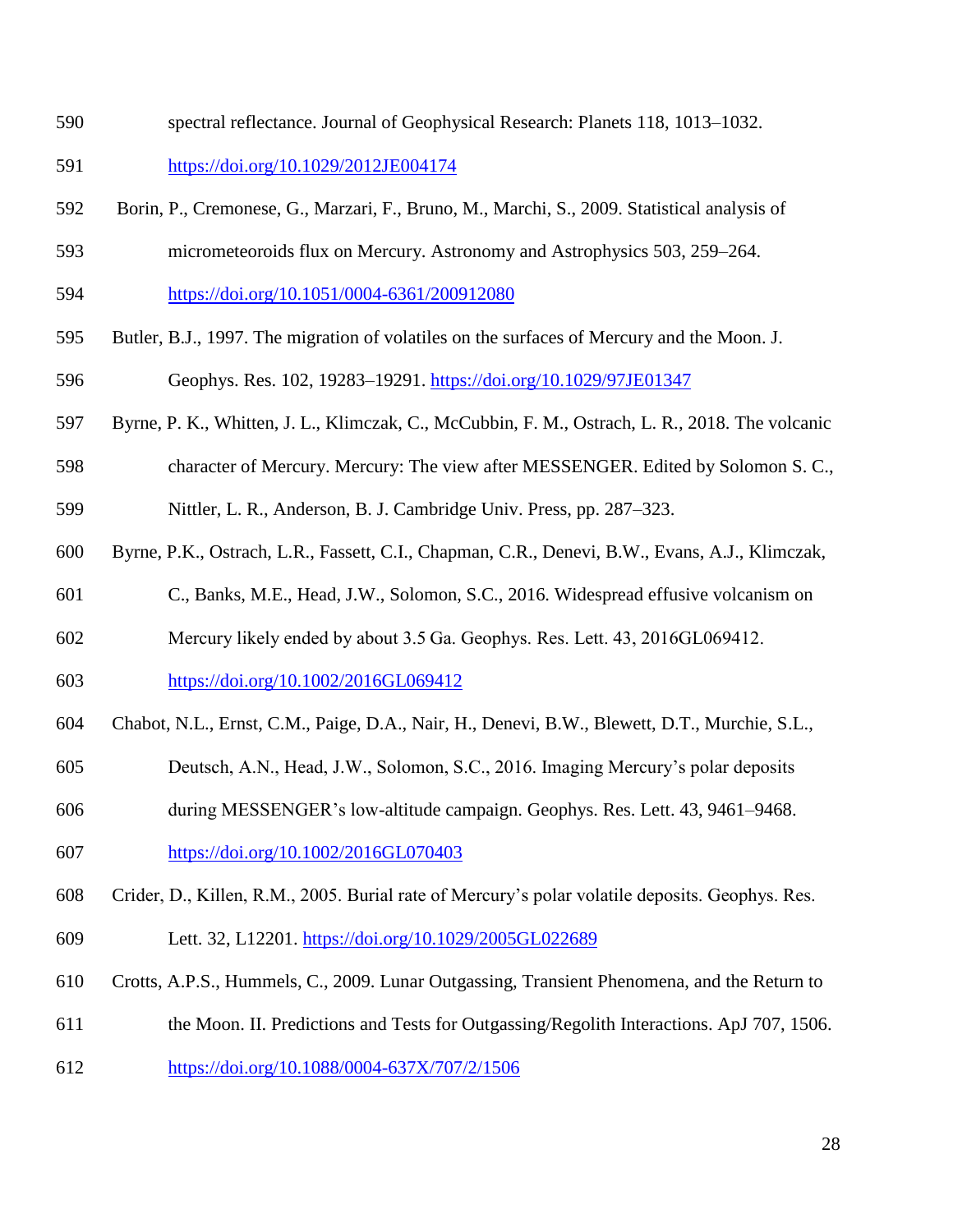spectral reflectance. Journal of Geophysical Research: Planets 118, 1013–1032. https://doi.org/10.1029/2012JE004174

Borin, P., Cremonese, G., Marzari, F., Bruno, M., Marchi, S., 2009. Statistical analysis of micrometeoroids flux on Mercury. Astronomy and Astrophysics 503, 259–264. https://doi.org/10.1051/0004-6361/200912080

Butler, B.J., 1997. The migration of volatiles on the surfaces of Mercury and the Moon. J. Geophys. Res. 102, 19283–19291. https://doi.org/10.1029/97JE01347

Byrne, P. K., Whitten, J. L., Klimczak, C., McCubbin, F. M., Ostrach, L. R., 2018. The volcanic character of Mercury. Mercury: The view after MESSENGER. Edited by Solomon S. C., Nittler, L. R., Anderson, B. J. Cambridge Univ. Press, pp. 287–323.

Byrne, P.K., Ostrach, L.R., Fassett, C.I., Chapman, C.R., Denevi, B.W., Evans, A.J., Klimczak, C., Banks, M.E., Head, J.W., Solomon, S.C., 2016. Widespread effusive volcanism on Mercury likely ended by about 3.5 Ga. Geophys. Res. Lett. 43, 2016GL069412. https://doi.org/10.1002/2016GL069412

Chabot, N.L., Ernst, C.M., Paige, D.A., Nair, H., Denevi, B.W., Blewett, D.T., Murchie, S.L., Deutsch, A.N., Head, J.W., Solomon, S.C., 2016. Imaging Mercury's polar deposits during MESSENGER's low-altitude campaign. Geophys. Res. Lett. 43, 9461–9468. https://doi.org/10.1002/2016GL070403

Crider, D., Killen, R.M., 2005. Burial rate of Mercury's polar volatile deposits. Geophys. Res. Lett. 32, L12201. https://doi.org/10.1029/2005GL022689

Crotts, A.P.S., Hummels, C., 2009. Lunar Outgassing, Transient Phenomena, and the Return to the Moon. II. Predictions and Tests for Outgassing/Regolith Interactions. ApJ 707, 1506. https://doi.org/10.1088/0004-637X/707/2/1506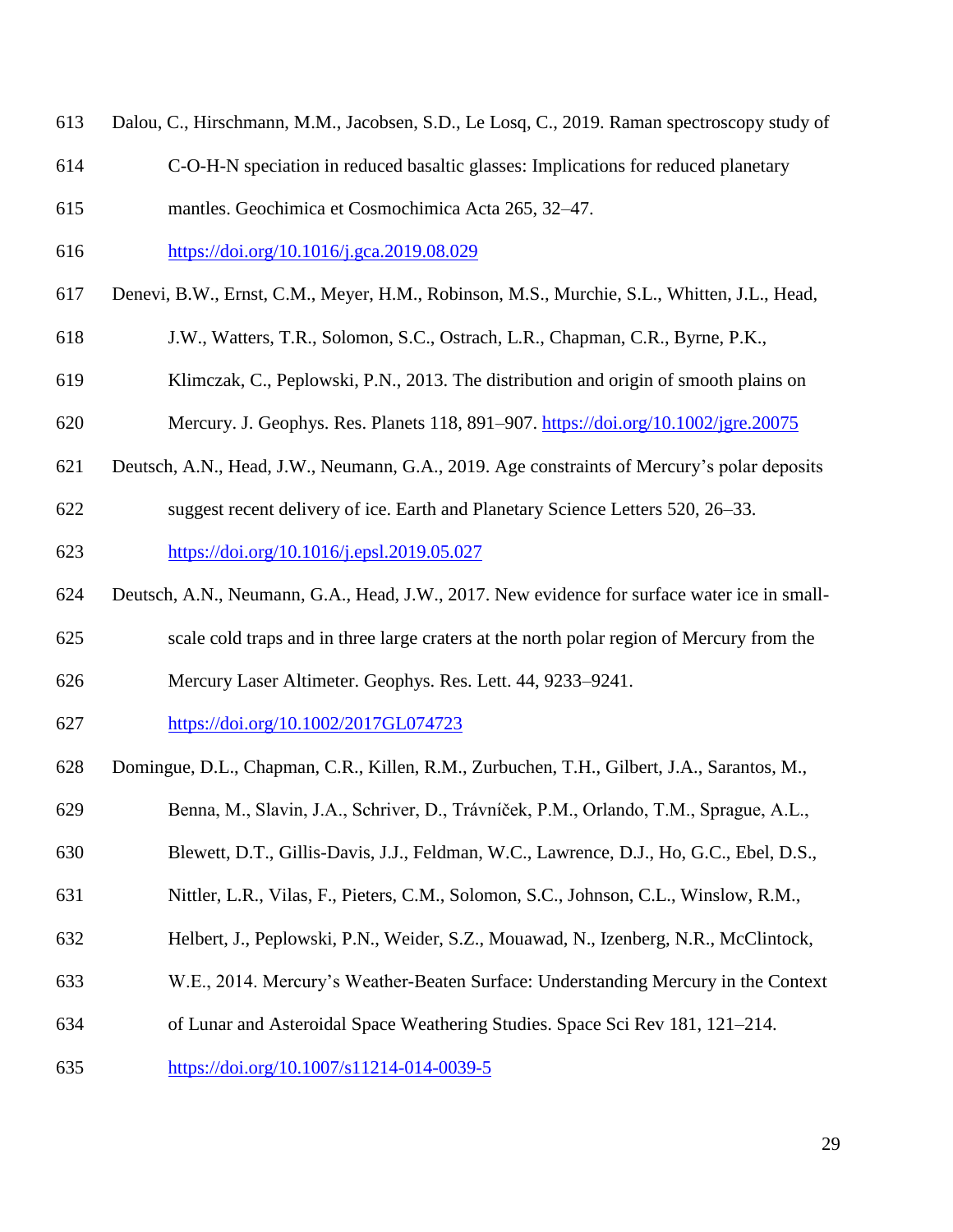Dalou, C., Hirschmann, M.M., Jacobsen, S.D., Le Losq, C., 2019. Raman spectroscopy study of C-O-H-N speciation in reduced basaltic glasses: Implications for reduced planetary mantles. Geochimica et Cosmochimica Acta 265, 32–47. https://doi.org/10.1016/j.gca.2019.08.029

Denevi, B.W., Ernst, C.M., Meyer, H.M., Robinson, M.S., Murchie, S.L., Whitten, J.L., Head, J.W., Watters, T.R., Solomon, S.C., Ostrach, L.R., Chapman, C.R., Byrne, P.K., Klimczak, C., Peplowski, P.N., 2013. The distribution and origin of smooth plains on Mercury. J. Geophys. Res. Planets 118, 891–907. https://doi.org/10.1002/jgre.20075

Deutsch, A.N., Head, J.W., Neumann, G.A., 2019. Age constraints of Mercury's polar deposits suggest recent delivery of ice. Earth and Planetary Science Letters 520, 26–33. https://doi.org/10.1016/j.epsl.2019.05.027

Deutsch, A.N., Neumann, G.A., Head, J.W., 2017. New evidence for surface water ice in small-scale cold traps and in three large craters at the north polar region of Mercury from the Mercury Laser Altimeter. Geophys. Res. Lett. 44, 9233–9241. https://doi.org/10.1002/2017GL074723

Domingue, D.L., Chapman, C.R., Killen, R.M., Zurbuchen, T.H., Gilbert, J.A., Sarantos, M., Benna, M., Slavin, J.A., Schriver, D., Trávníček, P.M., Orlando, T.M., Sprague, A.L., Blewett, D.T., Gillis-Davis, J.J., Feldman, W.C., Lawrence, D.J., Ho, G.C., Ebel, D.S., Nittler, L.R., Vilas, F., Pieters, C.M., Solomon, S.C., Johnson, C.L., Winslow, R.M., Helbert, J., Peplowski, P.N., Weider, S.Z., Mouawad, N., Izenberg, N.R., McClintock, W.E., 2014. Mercury's Weather-Beaten Surface: Understanding Mercury in the Context of Lunar and Asteroidal Space Weathering Studies. Space Sci Rev 181, 121–214. https://doi.org/10.1007/s11214-014-0039-5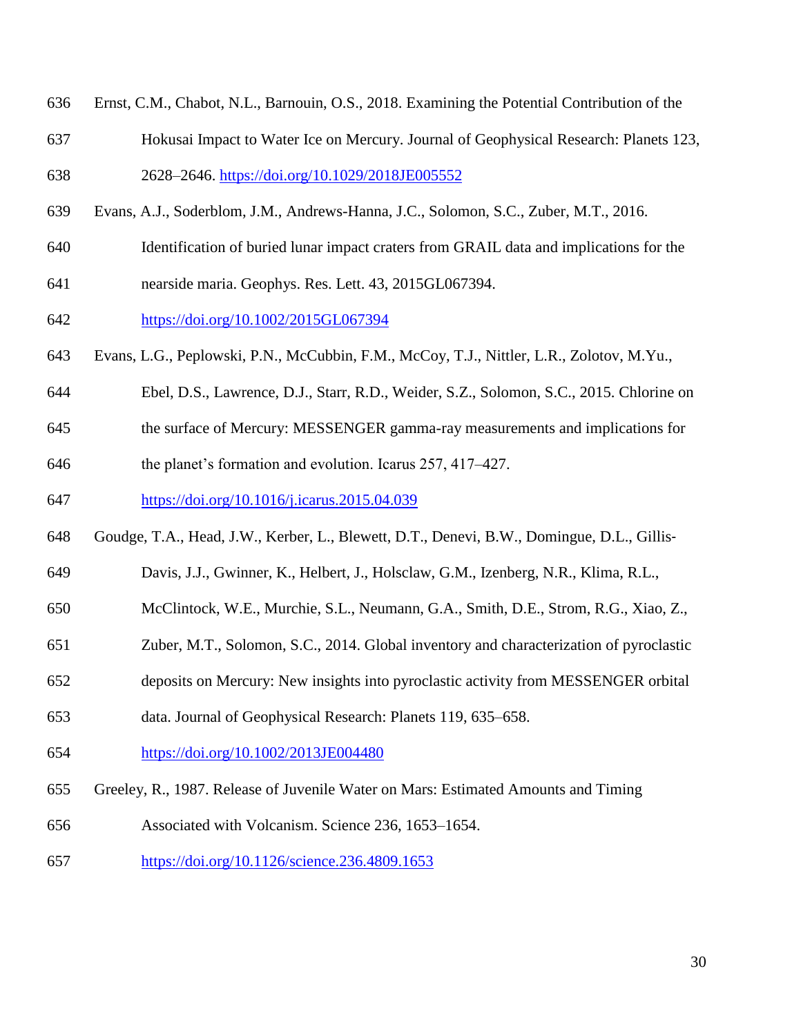Ernst, C.M., Chabot, N.L., Barnouin, O.S., 2018. Examining the Potential Contribution of the Hokusai Impact to Water Ice on Mercury. Journal of Geophysical Research: Planets 123, 2628–2646. https://doi.org/10.1029/2018JE005552

Evans, A.J., Soderblom, J.M., Andrews-Hanna, J.C., Solomon, S.C., Zuber, M.T., 2016. Identification of buried lunar impact craters from GRAIL data and implications for the nearside maria. Geophys. Res. Lett. 43, 2015GL067394. https://doi.org/10.1002/2015GL067394

Evans, L.G., Peplowski, P.N., McCubbin, F.M., McCoy, T.J., Nittler, L.R., Zolotov, M.Yu., Ebel, D.S., Lawrence, D.J., Starr, R.D., Weider, S.Z., Solomon, S.C., 2015. Chlorine on the surface of Mercury: MESSENGER gamma-ray measurements and implications for the planet's formation and evolution. Icarus 257, 417–427. https://doi.org/10.1016/j.icarus.2015.04.039

Goudge, T.A., Head, J.W., Kerber, L., Blewett, D.T., Denevi, B.W., Domingue, D.L., Gillis-Davis, J.J., Gwinner, K., Helbert, J., Holsclaw, G.M., Izenberg, N.R., Klima, R.L., McClintock, W.E., Murchie, S.L., Neumann, G.A., Smith, D.E., Strom, R.G., Xiao, Z., Zuber, M.T., Solomon, S.C., 2014. Global inventory and characterization of pyroclastic deposits on Mercury: New insights into pyroclastic activity from MESSENGER orbital data. Journal of Geophysical Research: Planets 119, 635–658. https://doi.org/10.1002/2013JE004480

Greeley, R., 1987. Release of Juvenile Water on Mars: Estimated Amounts and Timing Associated with Volcanism. Science 236, 1653–1654. https://doi.org/10.1126/science.236.4809.1653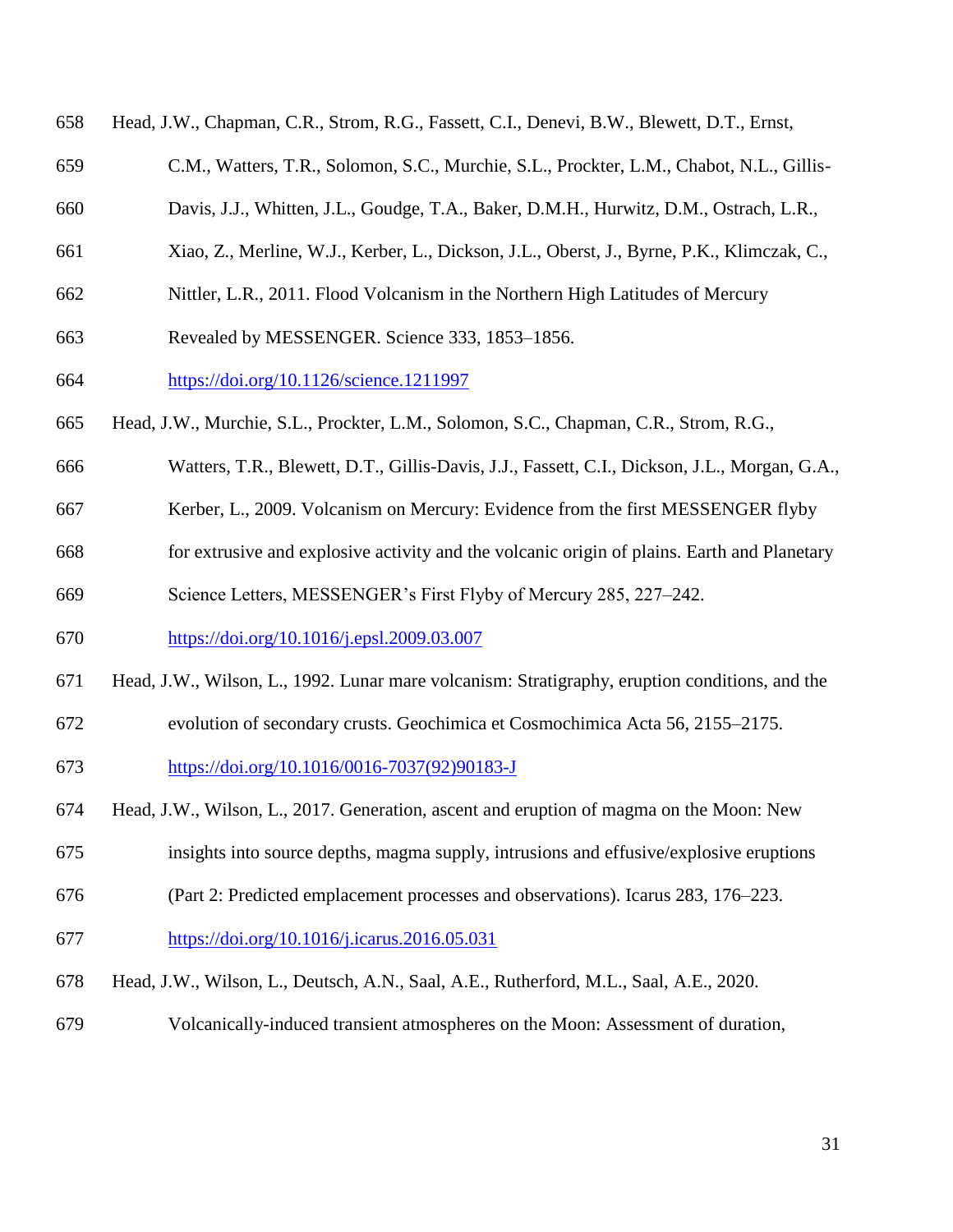Head, J.W., Chapman, C.R., Strom, R.G., Fassett, C.I., Denevi, B.W., Blewett, D.T., Ernst, C.M., Watters, T.R., Solomon, S.C., Murchie, S.L., Prockter, L.M., Chabot, N.L., Gillis-Davis, J.J., Whitten, J.L., Goudge, T.A., Baker, D.M.H., Hurwitz, D.M., Ostrach, L.R., Xiao, Z., Merline, W.J., Kerber, L., Dickson, J.L., Oberst, J., Byrne, P.K., Klimczak, C., Nittler, L.R., 2011. Flood Volcanism in the Northern High Latitudes of Mercury Revealed by MESSENGER. Science 333, 1853–1856. https://doi.org/10.1126/science.1211997

Head, J.W., Murchie, S.L., Prockter, L.M., Solomon, S.C., Chapman, C.R., Strom, R.G., Watters, T.R., Blewett, D.T., Gillis-Davis, J.J., Fassett, C.I., Dickson, J.L., Morgan, G.A., Kerber, L., 2009. Volcanism on Mercury: Evidence from the first MESSENGER flyby for extrusive and explosive activity and the volcanic origin of plains. Earth and Planetary Science Letters, MESSENGER's First Flyby of Mercury 285, 227–242. https://doi.org/10.1016/j.epsl.2009.03.007

Head, J.W., Wilson, L., 1992. Lunar mare volcanism: Stratigraphy, eruption conditions, and the evolution of secondary crusts. Geochimica et Cosmochimica Acta 56, 2155–2175. https://doi.org/10.1016/0016-7037(92)90183-J

Head, J.W., Wilson, L., 2017. Generation, ascent and eruption of magma on the Moon: New insights into source depths, magma supply, intrusions and effusive/explosive eruptions (Part 2: Predicted emplacement processes and observations). Icarus 283, 176–223. https://doi.org/10.1016/j.icarus.2016.05.031

Head, J.W., Wilson, L., Deutsch, A.N., Saal, A.E., Rutherford, M.L., Saal, A.E., 2020. Volcanically-induced transient atmospheres on the Moon: Assessment of duration,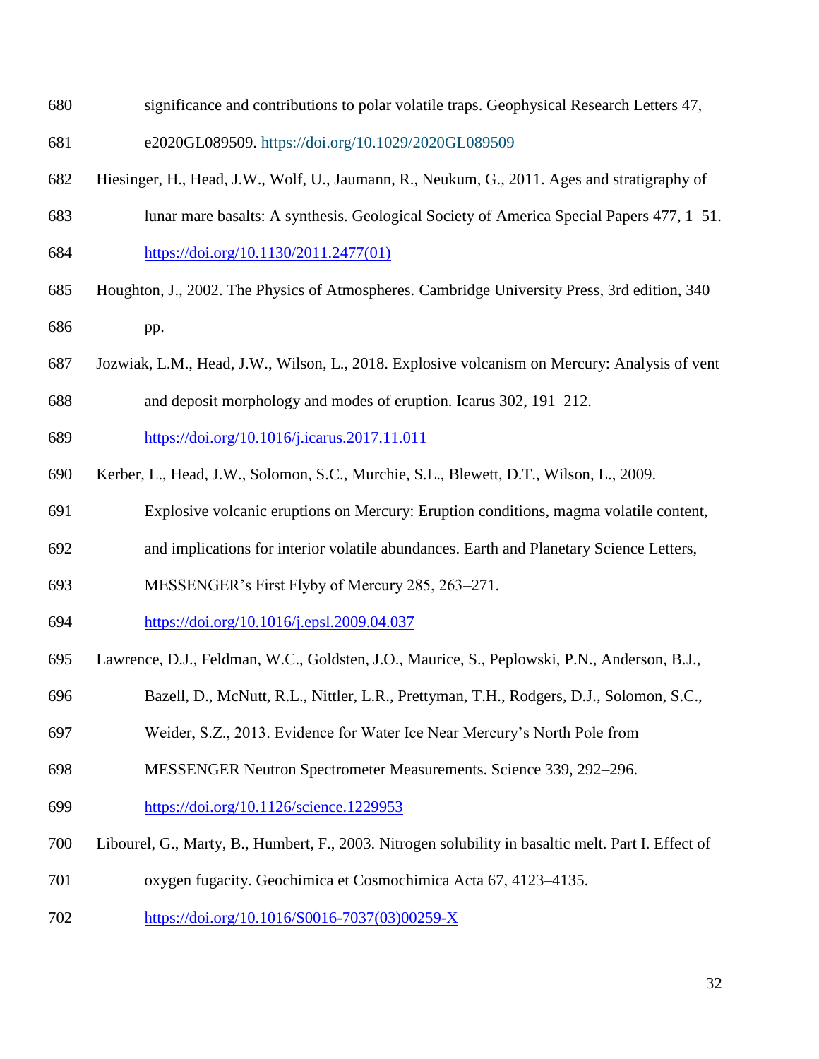significance and contributions to polar volatile traps. Geophysical Research Letters 47, e2020GL089509. https://doi.org/10.1029/2020GL089509

Hiesinger, H., Head, J.W., Wolf, U., Jaumann, R., Neukum, G., 2011. Ages and stratigraphy of lunar mare basalts: A synthesis. Geological Society of America Special Papers 477, 1–51. https://doi.org/10.1130/2011.2477(01)

Houghton, J., 2002. The Physics of Atmospheres. Cambridge University Press, 3rd edition, 340 pp.

Jozwiak, L.M., Head, J.W., Wilson, L., 2018. Explosive volcanism on Mercury: Analysis of vent and deposit morphology and modes of eruption. Icarus 302, 191–212. https://doi.org/10.1016/j.icarus.2017.11.011

Kerber, L., Head, J.W., Solomon, S.C., Murchie, S.L., Blewett, D.T., Wilson, L., 2009. Explosive volcanic eruptions on Mercury: Eruption conditions, magma volatile content, and implications for interior volatile abundances. Earth and Planetary Science Letters, MESSENGER's First Flyby of Mercury 285, 263–271. https://doi.org/10.1016/j.epsl.2009.04.037

Lawrence, D.J., Feldman, W.C., Goldsten, J.O., Maurice, S., Peplowski, P.N., Anderson, B.J., Bazell, D., McNutt, R.L., Nittler, L.R., Prettyman, T.H., Rodgers, D.J., Solomon, S.C., Weider, S.Z., 2013. Evidence for Water Ice Near Mercury's North Pole from MESSENGER Neutron Spectrometer Measurements. Science 339, 292–296. https://doi.org/10.1126/science.1229953

Libourel, G., Marty, B., Humbert, F., 2003. Nitrogen solubility in basaltic melt. Part I. Effect of oxygen fugacity. Geochimica et Cosmochimica Acta 67, 4123–4135. https://doi.org/10.1016/S0016-7037(03)00259-X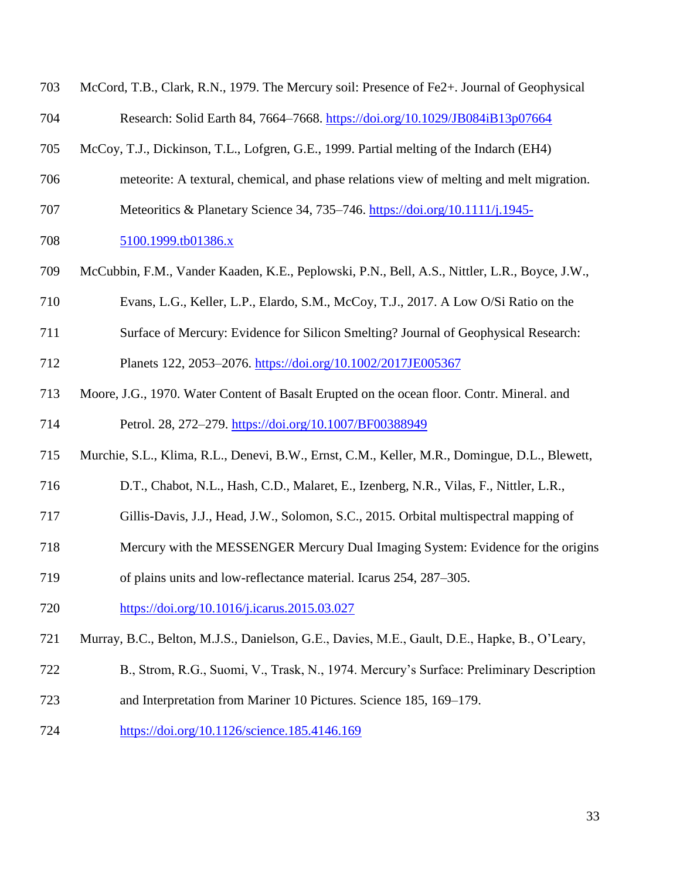McCord, T.B., Clark, R.N., 1979. The Mercury soil: Presence of $Fe^{2+}$. Journal of Geophysical Research: Solid Earth 84, 7664–7668. https://doi.org/10.1029/JB084iB13p07664

McCoy, T.J., Dickinson, T.L., Lofgren, G.E., 1999. Partial melting of the Indarch (EH4) meteorite: A textural, chemical, and phase relations view of melting and melt migration. Meteoritics & Planetary Science 34, 735–746. https://doi.org/10.1111/j.1945-5100.1999.tb01386.x

McCubbin, F.M., Vander Kaaden, K.E., Peplowski, P.N., Bell, A.S., Nittler, L.R., Boyce, J.W., Evans, L.G., Keller, L.P., Elardo, S.M., McCoy, T.J., 2017. A Low O/Si Ratio on the Surface of Mercury: Evidence for Silicon Smelting? Journal of Geophysical Research: Planets 122, 2053–2076. https://doi.org/10.1002/2017JE005367

Moore, J.G., 1970. Water Content of Basalt Erupted on the ocean floor. Contr. Mineral. and Petrol. 28, 272–279. https://doi.org/10.1007/BF00388949

Murchie, S.L., Klima, R.L., Denevi, B.W., Ernst, C.M., Keller, M.R., Domingue, D.L., Blewett, D.T., Chabot, N.L., Hash, C.D., Malaret, E., Izenberg, N.R., Vilas, F., Nittler, L.R., Gillis-Davis, J.J., Head, J.W., Solomon, S.C., 2015. Orbital multispectral mapping of Mercury with the MESSENGER Mercury Dual Imaging System: Evidence for the origins of plains units and low-reflectance material. Icarus 254, 287–305. https://doi.org/10.1016/j.icarus.2015.03.027

Murray, B.C., Belton, M.J.S., Danielson, G.E., Davies, M.E., Gault, D.E., Hapke, B., O'Leary, B., Strom, R.G., Suomi, V., Trask, N., 1974. Mercury's Surface: Preliminary Description and Interpretation from Mariner 10 Pictures. Science 185, 169–179. https://doi.org/10.1126/science.185.4146.169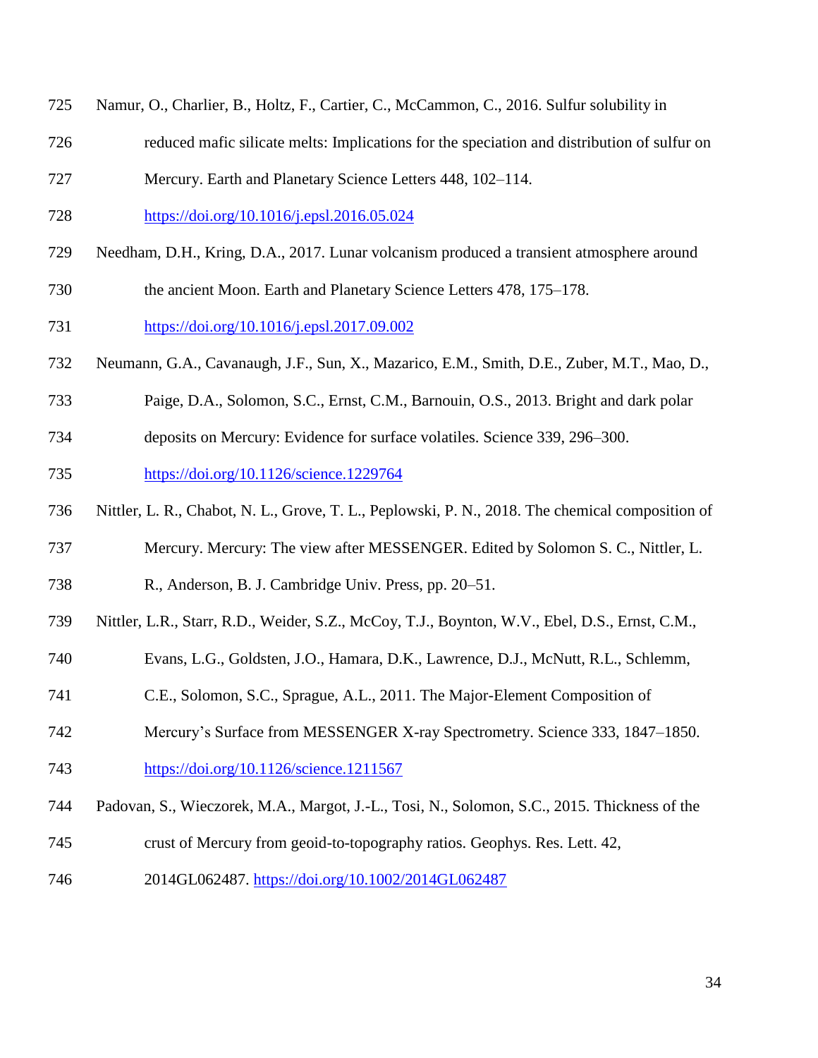Namur, O., Charlier, B., Holtz, F., Cartier, C., McCammon, C., 2016. Sulfur solubility in reduced mafic silicate melts: Implications for the speciation and distribution of sulfur on Mercury. Earth and Planetary Science Letters 448, 102–114. https://doi.org/10.1016/j.epsl.2016.05.024

Needham, D.H., Kring, D.A., 2017. Lunar volcanism produced a transient atmosphere around the ancient Moon. Earth and Planetary Science Letters 478, 175–178. https://doi.org/10.1016/j.epsl.2017.09.002

Neumann, G.A., Cavanaugh, J.F., Sun, X., Mazarico, E.M., Smith, D.E., Zuber, M.T., Mao, D., Paige, D.A., Solomon, S.C., Ernst, C.M., Barnouin, O.S., 2013. Bright and dark polar deposits on Mercury: Evidence for surface volatiles. Science 339, 296–300. https://doi.org/10.1126/science.1229764

Nittler, L. R., Chabot, N. L., Grove, T. L., Peplowski, P. N., 2018. The chemical composition of Mercury. Mercury: The view after MESSENGER. Edited by Solomon S. C., Nittler, L. R., Anderson, B. J. Cambridge Univ. Press, pp. 20–51.

Nittler, L.R., Starr, R.D., Weider, S.Z., McCoy, T.J., Boynton, W.V., Ebel, D.S., Ernst, C.M., Evans, L.G., Goldsten, J.O., Hamara, D.K., Lawrence, D.J., McNutt, R.L., Schlemm, C.E., Solomon, S.C., Sprague, A.L., 2011. The Major-Element Composition of Mercury's Surface from MESSENGER X-ray Spectrometry. Science 333, 1847–1850. https://doi.org/10.1126/science.1211567

Padovan, S., Wieczorek, M.A., Margot, J.-L., Tosi, N., Solomon, S.C., 2015. Thickness of the crust of Mercury from geoid-to-topography ratios. Geophys. Res. Lett. 42, 2014GL062487. https://doi.org/10.1002/2014GL062487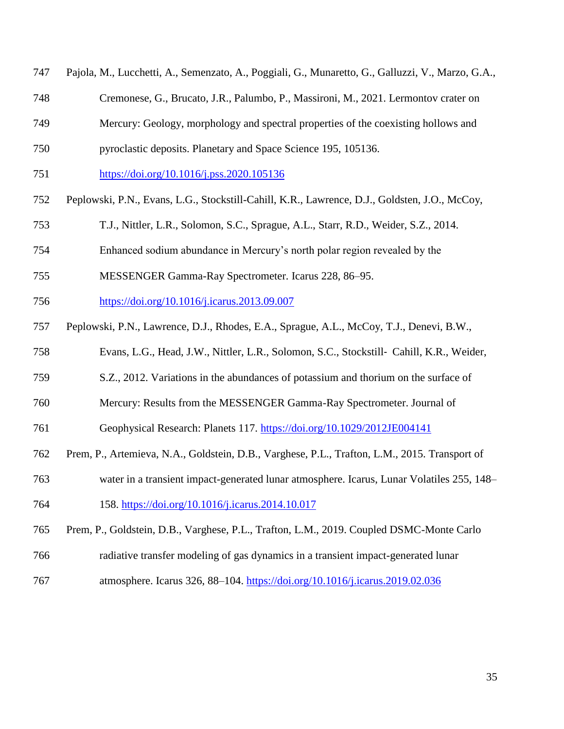Pajola, M., Lucchetti, A., Semenzato, A., Poggiali, G., Munaretto, G., Galluzzi, V., Marzo, G.A., Cremonese, G., Brucato, J.R., Palumbo, P., Massironi, M., 2021. Lermontov crater on Mercury: Geology, morphology and spectral properties of the coexisting hollows and pyroclastic deposits. Planetary and Space Science 195, 105136. https://doi.org/10.1016/j.pss.2020.105136

Peplowski, P.N., Evans, L.G., Stockstill-Cahill, K.R., Lawrence, D.J., Goldsten, J.O., McCoy, T.J., Nittler, L.R., Solomon, S.C., Sprague, A.L., Starr, R.D., Weider, S.Z., 2014. Enhanced sodium abundance in Mercury's north polar region revealed by the MESSENGER Gamma-Ray Spectrometer. Icarus 228, 86–95. https://doi.org/10.1016/j.icarus.2013.09.007

Peplowski, P.N., Lawrence, D.J., Rhodes, E.A., Sprague, A.L., McCoy, T.J., Denevi, B.W., Evans, L.G., Head, J.W., Nittler, L.R., Solomon, S.C., Stockstill- Cahill, K.R., Weider, S.Z., 2012. Variations in the abundances of potassium and thorium on the surface of Mercury: Results from the MESSENGER Gamma-Ray Spectrometer. Journal of Geophysical Research: Planets 117. https://doi.org/10.1029/2012JE004141

Prem, P., Artemieva, N.A., Goldstein, D.B., Varghese, P.L., Trafton, L.M., 2015. Transport of water in a transient impact-generated lunar atmosphere. Icarus, Lunar Volatiles 255, 148–158. https://doi.org/10.1016/j.icarus.2014.10.017

Prem, P., Goldstein, D.B., Varghese, P.L., Trafton, L.M., 2019. Coupled DSMC-Monte Carlo radiative transfer modeling of gas dynamics in a transient impact-generated lunar atmosphere. Icarus 326, 88–104. https://doi.org/10.1016/j.icarus.2019.02.036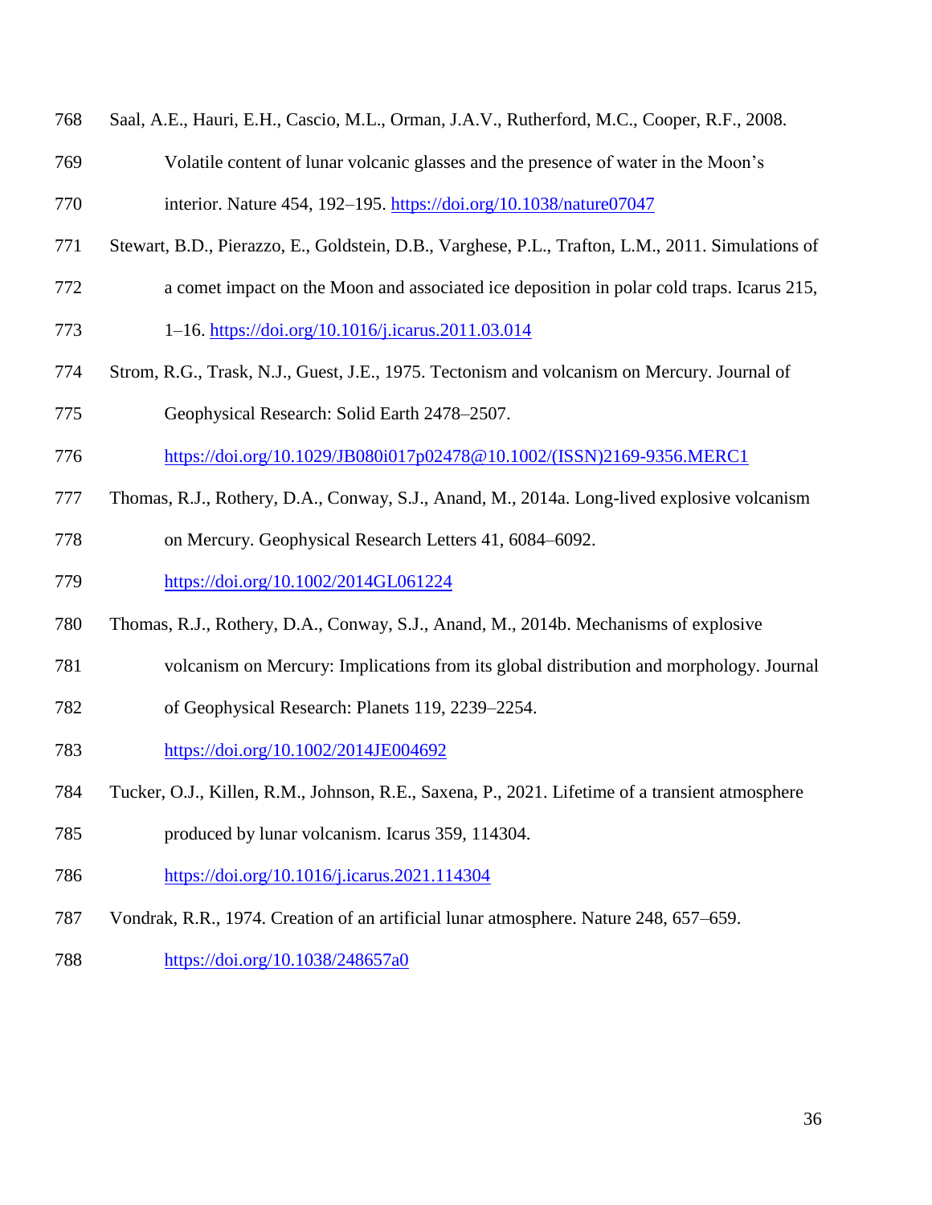Saal, A.E., Hauri, E.H., Cascio, M.L., Orman, J.A.V., Rutherford, M.C., Cooper, R.F., 2008. Volatile content of lunar volcanic glasses and the presence of water in the Moon's interior. Nature 454, 192–195. https://doi.org/10.1038/nature07047

Stewart, B.D., Pierazzo, E., Goldstein, D.B., Varghese, P.L., Trafton, L.M., 2011. Simulations of a comet impact on the Moon and associated ice deposition in polar cold traps. Icarus 215, 1–16. https://doi.org/10.1016/j.icarus.2011.03.014

Strom, R.G., Trask, N.J., Guest, J.E., 1975. Tectonism and volcanism on Mercury. Journal of Geophysical Research: Solid Earth 2478–2507. https://doi.org/10.1029/JB080i017p02478@10.1002/(ISSN)2169-9356.MERC1

Thomas, R.J., Rothery, D.A., Conway, S.J., Anand, M., 2014a. Long-lived explosive volcanism on Mercury. Geophysical Research Letters 41, 6084–6092. https://doi.org/10.1002/2014GL061224

Thomas, R.J., Rothery, D.A., Conway, S.J., Anand, M., 2014b. Mechanisms of explosive volcanism on Mercury: Implications from its global distribution and morphology. Journal of Geophysical Research: Planets 119, 2239–2254. https://doi.org/10.1002/2014JE004692

Tucker, O.J., Killen, R.M., Johnson, R.E., Saxena, P., 2021. Lifetime of a transient atmosphere produced by lunar volcanism. Icarus 359, 114304. https://doi.org/10.1016/j.icarus.2021.114304

Vondrak, R.R., 1974. Creation of an artificial lunar atmosphere. Nature 248, 657–659. https://doi.org/10.1038/248657a0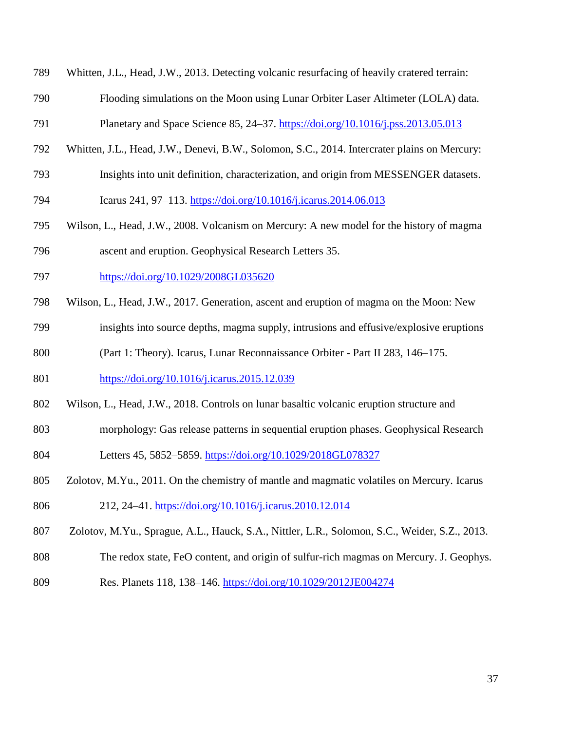Whitten, J.L., Head, J.W., 2013. Detecting volcanic resurfacing of heavily cratered terrain: Flooding simulations on the Moon using Lunar Orbiter Laser Altimeter (LOLA) data. Planetary and Space Science 85, 24–37. https://doi.org/10.1016/j.pss.2013.05.013

Whitten, J.L., Head, J.W., Denevi, B.W., Solomon, S.C., 2014. Intercrater plains on Mercury: Insights into unit definition, characterization, and origin from MESSENGER datasets. Icarus 241, 97–113. https://doi.org/10.1016/j.icarus.2014.06.013

Wilson, L., Head, J.W., 2008. Volcanism on Mercury: A new model for the history of magma ascent and eruption. Geophysical Research Letters 35. https://doi.org/10.1029/2008GL035620

Wilson, L., Head, J.W., 2017. Generation, ascent and eruption of magma on the Moon: New insights into source depths, magma supply, intrusions and effusive/explosive eruptions (Part 1: Theory). Icarus, Lunar Reconnaissance Orbiter - Part II 283, 146–175. https://doi.org/10.1016/j.icarus.2015.12.039

Wilson, L., Head, J.W., 2018. Controls on lunar basaltic volcanic eruption structure and morphology: Gas release patterns in sequential eruption phases. Geophysical Research Letters 45, 5852–5859. https://doi.org/10.1029/2018GL078327

Zolotov, M.Yu., 2011. On the chemistry of mantle and magmatic volatiles on Mercury. Icarus 212, 24–41. https://doi.org/10.1016/j.icarus.2010.12.014

Zolotov, M.Yu., Sprague, A.L., Hauck, S.A., Nittler, L.R., Solomon, S.C., Weider, S.Z., 2013. The redox state, FeO content, and origin of sulfur-rich magmas on Mercury. J. Geophys. Res. Planets 118, 138–146. https://doi.org/10.1029/2012JE004274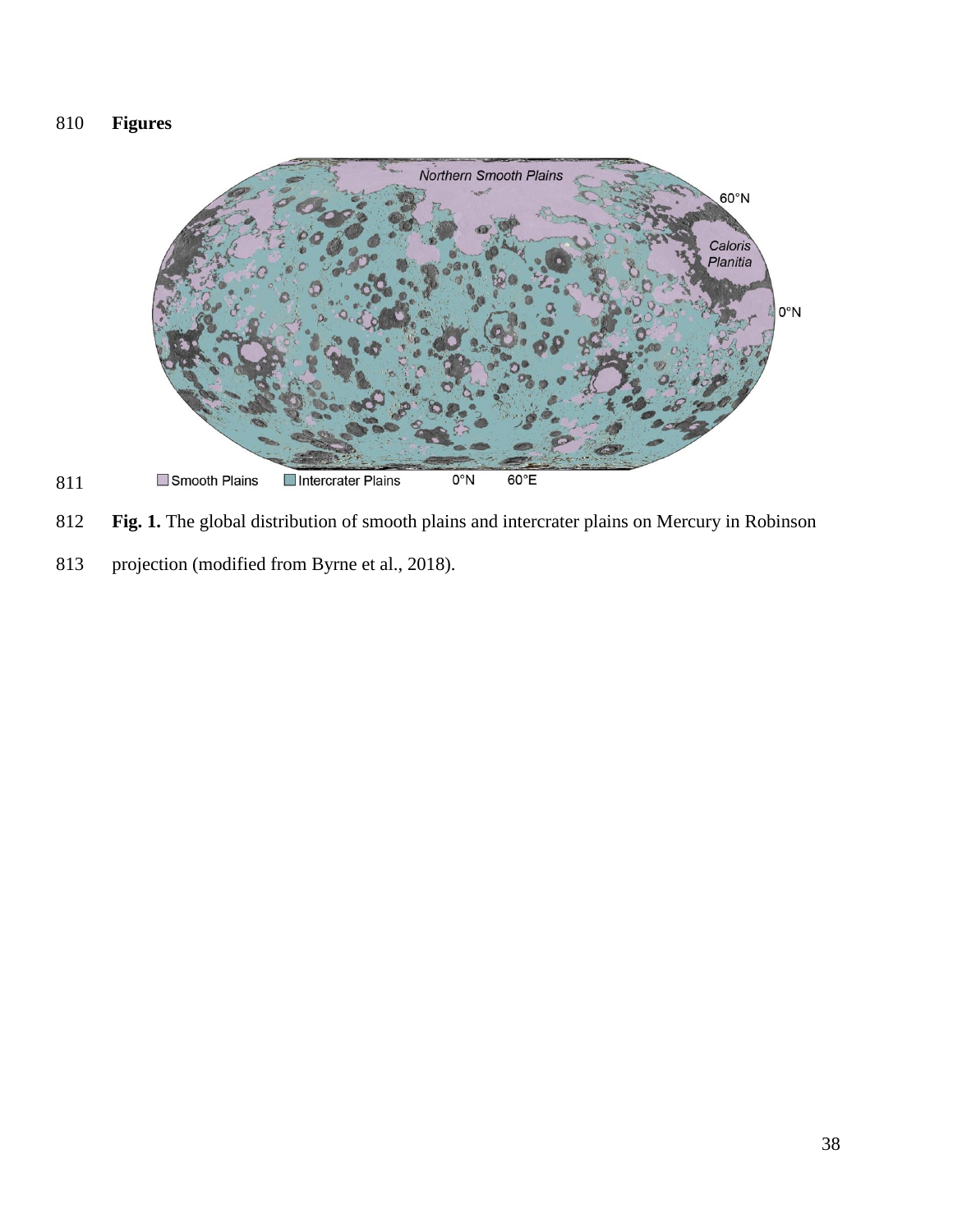**Figures**

**Fig. 1.** The global distribution of smooth plains and intercrater plains on Mercury in Robinson projection (modified from Byrne et al., 2018).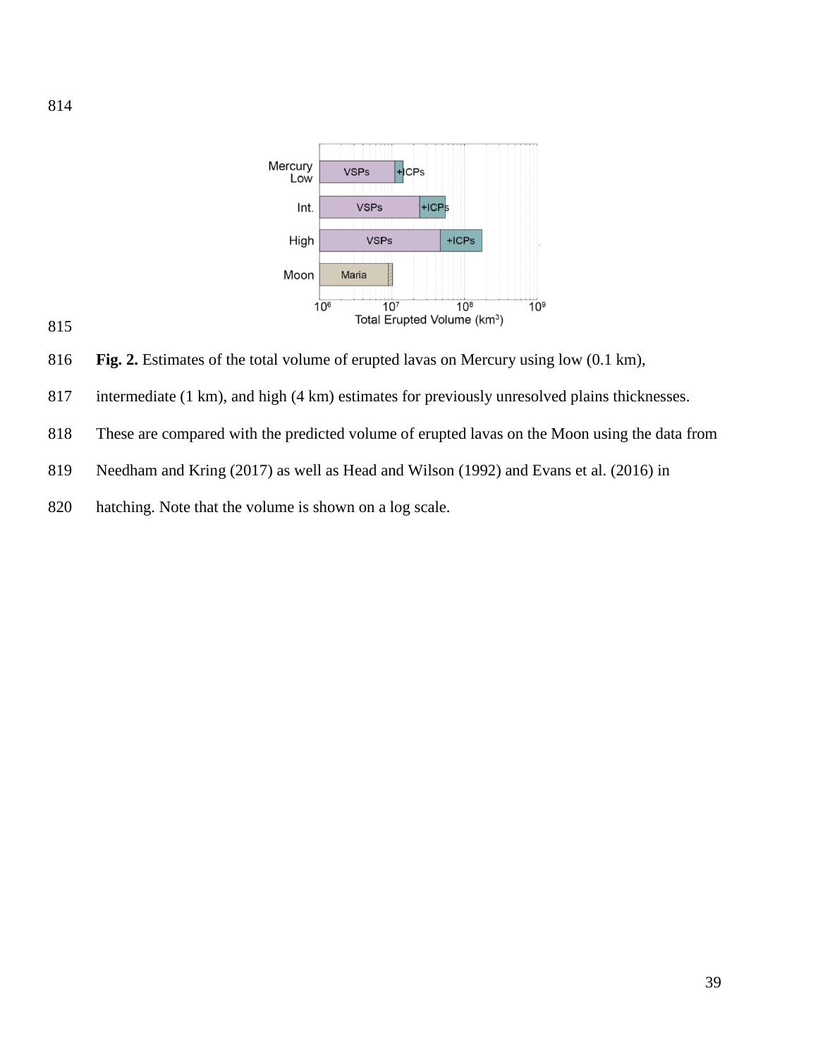**Fig. 2.** Estimates of the total volume of erupted lavas on Mercury using low (0.1 km), intermediate (1 km), and high (4 km) estimates for previously unresolved plains thicknesses. These are compared with the predicted volume of erupted lavas on the Moon using the data from Needham and Kring (2017) as well as Head and Wilson (1992) and Evans et al. (2016) in hatching. Note that the volume is shown on a log scale.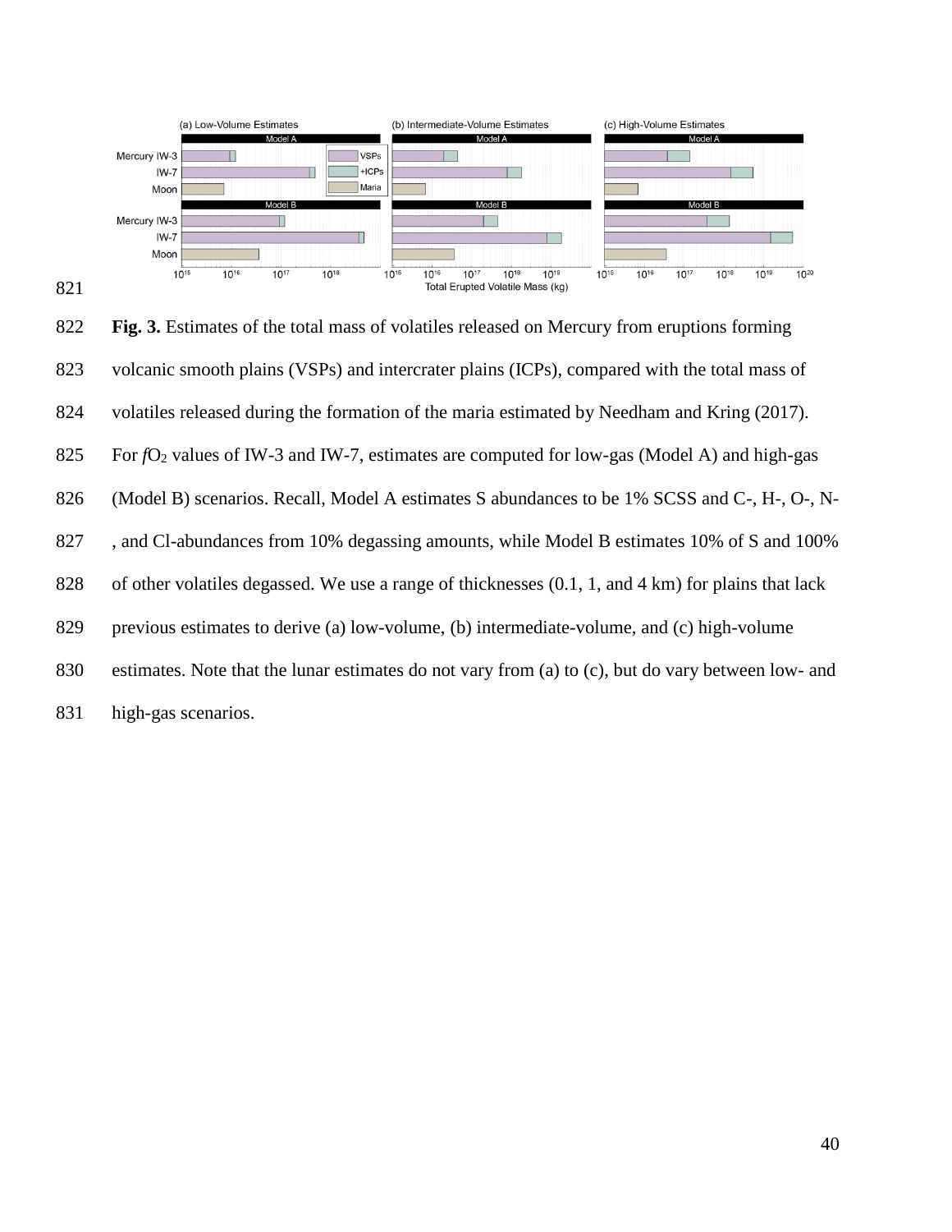Fig. 3. Estimates of the total mass of volatiles released on Mercury from eruptions forming volcanic smooth plains (VSPs) and intercrater plains (ICPs), compared with the total mass of volatiles released during the formation of the maria estimated by Needham and Kring (2017). For $fO_2$ values of IW-3 and IW-7, estimates are computed for low-gas (Model A) and high-gas (Model B) scenarios. Recall, Model A estimates S abundances to be 1% SCSS and C-, H-, O-, N-, and Cl-abundances from 10% degassing amounts, while Model B estimates 10% of S and 100% of other volatiles degassed. We use a range of thicknesses (0.1, 1, and 4 km) for plains that lack previous estimates to derive (a) low-volume, (b) intermediate-volume, and (c) high-volume estimates. Note that the lunar estimates do not vary from (a) to (c), but do vary between low- and high-gas scenarios.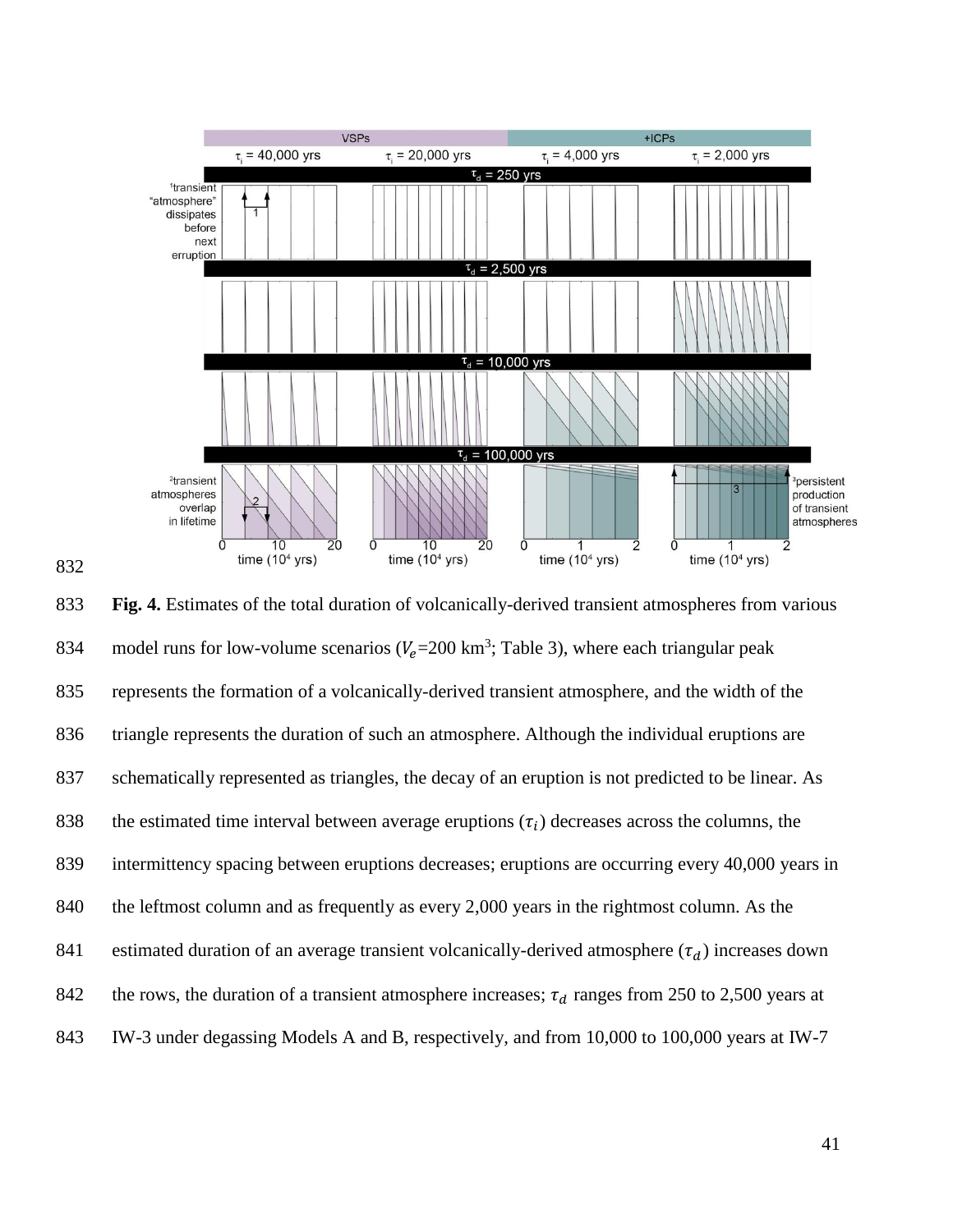**Fig. 4.** Estimates of the total duration of volcanically-derived transient atmospheres from various model runs for low-volume scenarios ($V_e$=200 km$^3$; Table 3), where each triangular peak represents the formation of a volcanically-derived transient atmosphere, and the width of the triangle represents the duration of such an atmosphere. Although the individual eruptions are schematically represented as triangles, the decay of an eruption is not predicted to be linear. As the estimated time interval between average eruptions ($\tau_i$) decreases across the columns, the intermittency spacing between eruptions decreases; eruptions are occurring every 40,000 years in the leftmost column and as frequently as every 2,000 years in the rightmost column. As the estimated duration of an average transient volcanically-derived atmosphere ($\tau_d$) increases down the rows, the duration of a transient atmosphere increases; $\tau_d$ ranges from 250 to 2,500 years at IW-3 under degassing Models A and B, respectively, and from 10,000 to 100,000 years at IW-7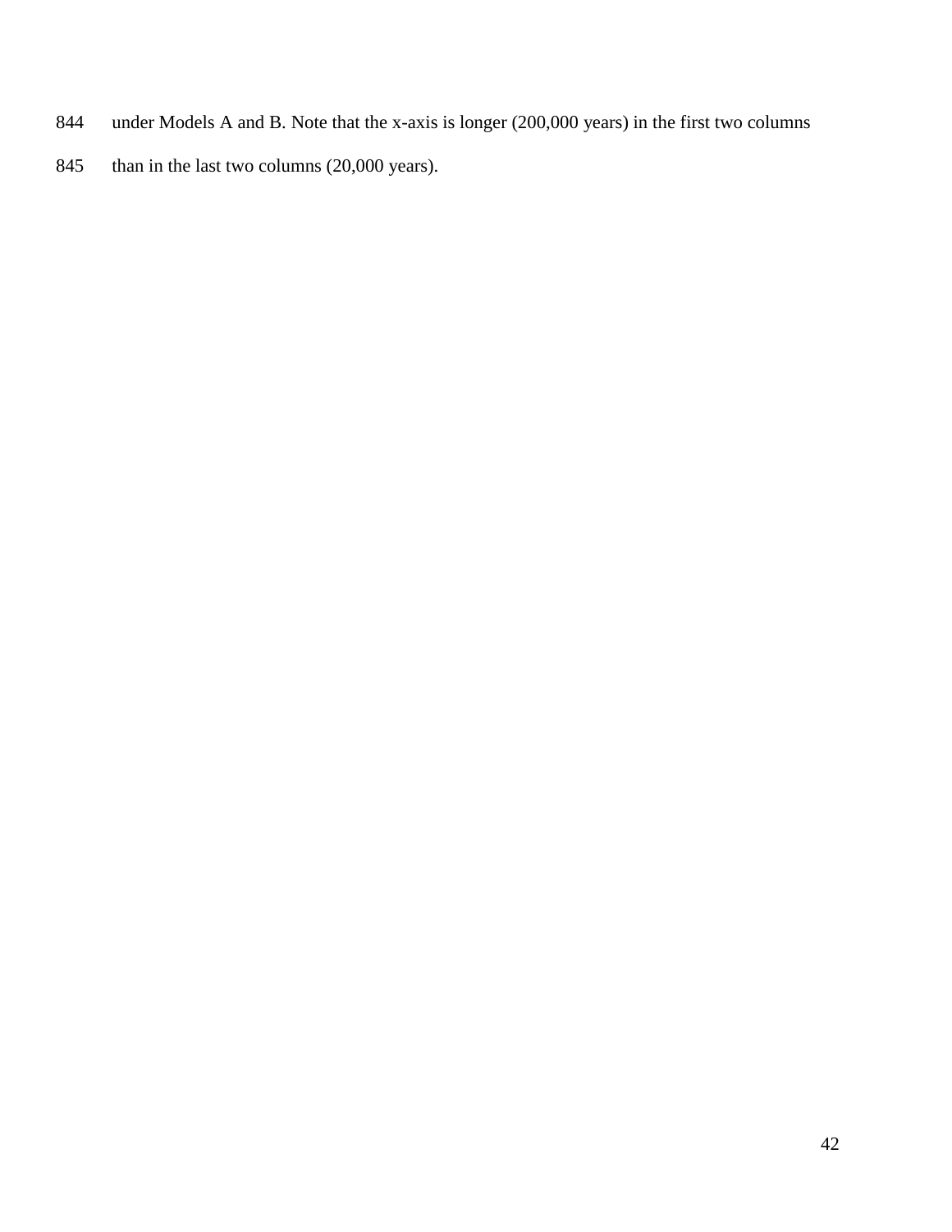under Models A and B. Note that the x-axis is longer (200,000 years) in the first two columns than in the last two columns (20,000 years).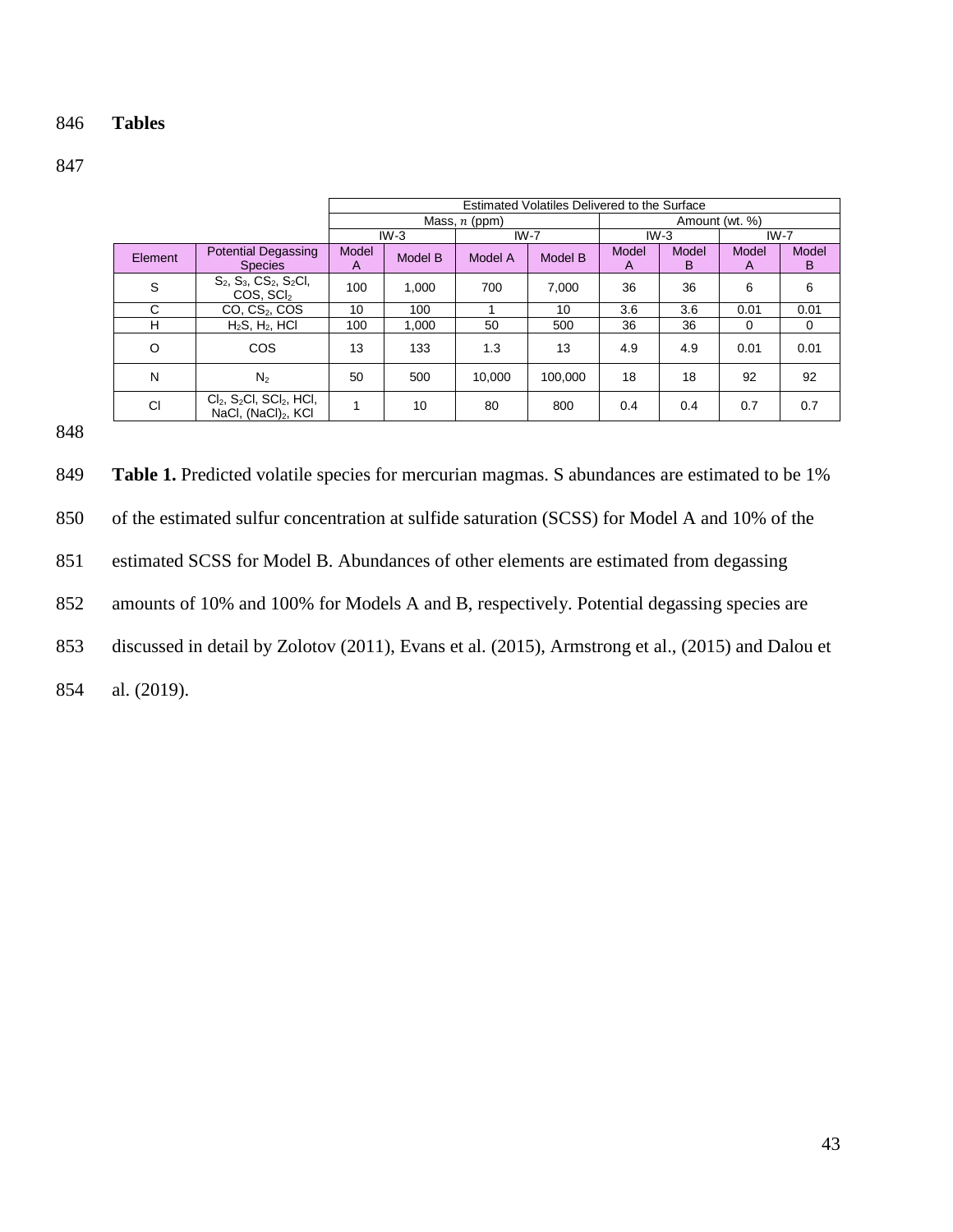**Tables**

| | | Estimated Volatiles Delivered to the Surface | | | | | | | |
|---|---|---|---|---|---|---|---|---|---|
| | | Mass, $n$ (ppm) | | | | Amount (wt. %) | | | |
| | | IW-3 | | IW-7 | | IW-3 | | IW-7 | |
| Element | Potential Degassing Species | Model A | Model B | Model A | Model B | Model A | Model B | Model A | Model B |
| S | $S_2$, $S_3$, $CS_2$, $S_2Cl$, COS, $SCl_2$ | 100 | 1,000 | 700 | 7,000 | 36 | 36 | 6 | 6 |
| C | CO, $CS_2$, COS | 10 | 100 | 1 | 10 | 3.6 | 3.6 | 0.01 | 0.01 |
| H | $H_2S$, $H_2$, HCl | 100 | 1,000 | 50 | 500 | 36 | 36 | 0 | 0 |
| O | COS | 13 | 133 | 1.3 | 13 | 4.9 | 4.9 | 0.01 | 0.01 |
| N | $N_2$ | 50 | 500 | 10,000 | 100,000 | 18 | 18 | 92 | 92 |
| Cl | $Cl_2$, $S_2Cl$, $SCl_2$, HCl, NaCl, $(NaCl)_2$, KCl | 1 | 10 | 80 | 800 | 0.4 | 0.4 | 0.7 | 0.7 |

**Table 1.** Predicted volatile species for mercurian magmas. S abundances are estimated to be 1% of the estimated sulfur concentration at sulfide saturation (SCSS) for Model A and 10% of the estimated SCSS for Model B. Abundances of other elements are estimated from degassing amounts of 10% and 100% for Models A and B, respectively. Potential degassing species are discussed in detail by Zolotov (2011), Evans et al. (2015), Armstrong et al., (2015) and Dalou et al. (2019).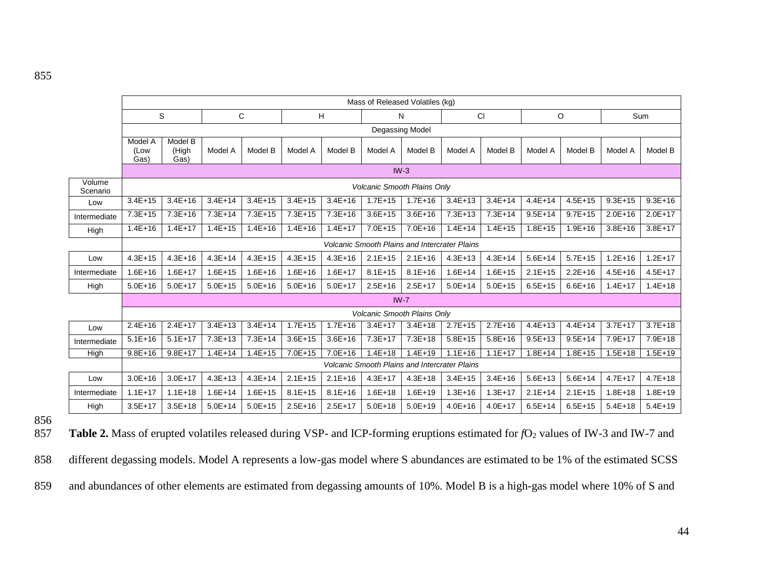| | Mass of Released Volatiles (kg) | | | | | | | | | | | | | |
|---|---|---|---|---|---|---|---|---|---|---|---|---|---|---|
| | S | | C | | H | | N | | Cl | | O | | Sum | |
| | Degassing Model | | | | | | | | | | | | | |
| | Model A (Low Gas) | Model B (High Gas) | Model A | Model B | Model A | Model B | Model A | Model B | Model A | Model B | Model A | Model B | Model A | Model B |
| | IW-3 | | | | | | | | | | | | | |
| Volume Scenario | *Volcanic Smooth Plains Only* | | | | | | | | | | | | | |
| Low | 3.4E+15 | 3.4E+16 | 3.4E+14 | 3.4E+15 | 3.4E+15 | 3.4E+16 | 1.7E+15 | 1.7E+16 | 3.4E+13 | 3.4E+14 | 4.4E+14 | 4.5E+15 | 9.3E+15 | 9.3E+16 |
| Intermediate | 7.3E+15 | 7.3E+16 | 7.3E+14 | 7.3E+15 | 7.3E+15 | 7.3E+16 | 3.6E+15 | 3.6E+16 | 7.3E+13 | 7.3E+14 | 9.5E+14 | 9.7E+15 | 2.0E+16 | 2.0E+17 |
| High | 1.4E+16 | 1.4E+17 | 1.4E+15 | 1.4E+16 | 1.4E+16 | 1.4E+17 | 7.0E+15 | 7.0E+16 | 1.4E+14 | 1.4E+15 | 1.8E+15 | 1.9E+16 | 3.8E+16 | 3.8E+17 |
| | *Volcanic Smooth Plains and Intercrater Plains* | | | | | | | | | | | | | |
| Low | 4.3E+15 | 4.3E+16 | 4.3E+14 | 4.3E+15 | 4.3E+15 | 4.3E+16 | 2.1E+15 | 2.1E+16 | 4.3E+13 | 4.3E+14 | 5.6E+14 | 5.7E+15 | 1.2E+16 | 1.2E+17 |
| Intermediate | 1.6E+16 | 1.6E+17 | 1.6E+15 | 1.6E+16 | 1.6E+16 | 1.6E+17 | 8.1E+15 | 8.1E+16 | 1.6E+14 | 1.6E+15 | 2.1E+15 | 2.2E+16 | 4.5E+16 | 4.5E+17 |
| High | 5.0E+16 | 5.0E+17 | 5.0E+15 | 5.0E+16 | 5.0E+16 | 5.0E+17 | 2.5E+16 | 2.5E+17 | 5.0E+14 | 5.0E+15 | 6.5E+15 | 6.6E+16 | 1.4E+17 | 1.4E+18 |
| | IW-7 | | | | | | | | | | | | | |
| | *Volcanic Smooth Plains Only* | | | | | | | | | | | | | |
| Low | 2.4E+16 | 2.4E+17 | 3.4E+13 | 3.4E+14 | 1.7E+15 | 1.7E+16 | 3.4E+17 | 3.4E+18 | 2.7E+15 | 2.7E+16 | 4.4E+13 | 4.4E+14 | 3.7E+17 | 3.7E+18 |
| Intermediate | 5.1E+16 | 5.1E+17 | 7.3E+13 | 7.3E+14 | 3.6E+15 | 3.6E+16 | 7.3E+17 | 7.3E+18 | 5.8E+15 | 5.8E+16 | 9.5E+13 | 9.5E+14 | 7.9E+17 | 7.9E+18 |
| High | 9.8E+16 | 9.8E+17 | 1.4E+14 | 1.4E+15 | 7.0E+15 | 7.0E+16 | 1.4E+18 | 1.4E+19 | 1.1E+16 | 1.1E+17 | 1.8E+14 | 1.8E+15 | 1.5E+18 | 1.5E+19 |
| | *Volcanic Smooth Plains and Intercrater Plains* | | | | | | | | | | | | | |
| Low | 3.0E+16 | 3.0E+17 | 4.3E+13 | 4.3E+14 | 2.1E+15 | 2.1E+16 | 4.3E+17 | 4.3E+18 | 3.4E+15 | 3.4E+16 | 5.6E+13 | 5.6E+14 | 4.7E+17 | 4.7E+18 |
| Intermediate | 1.1E+17 | 1.1E+18 | 1.6E+14 | 1.6E+15 | 8.1E+15 | 8.1E+16 | 1.6E+18 | 1.6E+19 | 1.3E+16 | 1.3E+17 | 2.1E+14 | 2.1E+15 | 1.8E+18 | 1.8E+19 |
| High | 3.5E+17 | 3.5E+18 | 5.0E+14 | 5.0E+15 | 2.5E+16 | 2.5E+17 | 5.0E+18 | 5.0E+19 | 4.0E+16 | 4.0E+17 | 6.5E+14 | 6.5E+15 | 5.4E+18 | 5.4E+19 |

**Table 2.** Mass of erupted volatiles released during VSP- and ICP-forming eruptions estimated for $fO_2$ values of IW-3 and IW-7 and different degassing models. Model A represents a low-gas model where S abundances are estimated to be 1% of the estimated SCSS and abundances of other elements are estimated from degassing amounts of 10%. Model B is a high-gas model where 10% of S and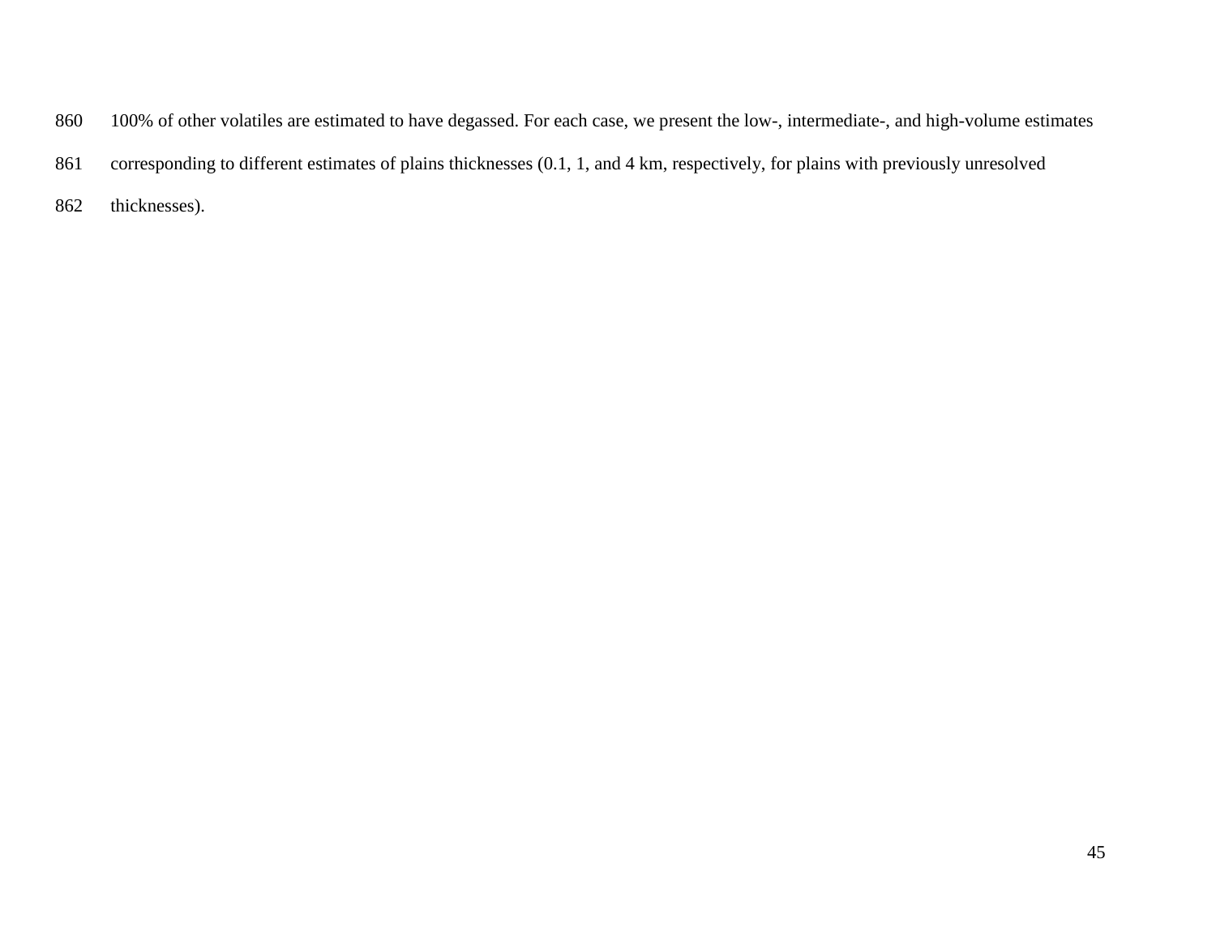100% of other volatiles are estimated to have degassed. For each case, we present the low-, intermediate-, and high-volume estimates corresponding to different estimates of plains thicknesses (0.1, 1, and 4 km, respectively, for plains with previously unresolved thicknesses).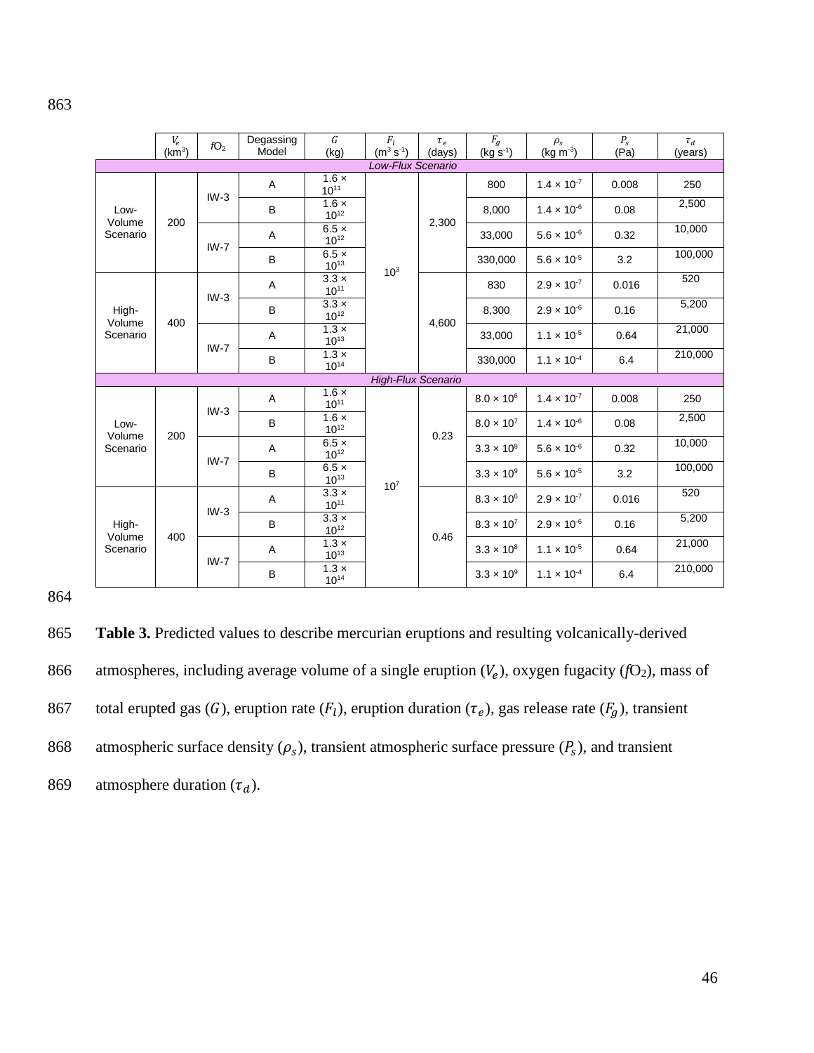| | $V_e$ ($km^3$) | $fO_2$ | Degassing Model | $G$ (kg) | $F_l$ ($m^3$ $s^{-1}$) | $\tau_e$ (days) | $F_g$ (kg $s^{-1}$) | $\rho_s$ (kg $m^{-3}$) | $P_s$ (Pa) | $\tau_d$ (years) |
|---|---|---|---|---|---|---|---|---|---|---|
| *Low-Flux Scenario* | | | | | | | | | | |
| Low-Volume Scenario | 200 | IW-3 | A | $1.6 \times 10^{11}$ | $10^3$ | 2,300 | 800 | $1.4 \times 10^{-7}$ | 0.008 | 250 |
| | | | B | $1.6 \times 10^{12}$ | | | 8,000 | $1.4 \times 10^{-6}$ | 0.08 | 2,500 |
| | | IW-7 | A | $6.5 \times 10^{12}$ | | | 33,000 | $5.6 \times 10^{-6}$ | 0.32 | 10,000 |
| | | | B | $6.5 \times 10^{13}$ | | | 330,000 | $5.6 \times 10^{-5}$ | 3.2 | 100,000 |
| High-Volume Scenario | 400 | IW-3 | A | $3.3 \times 10^{11}$ | | 4,600 | 830 | $2.9 \times 10^{-7}$ | 0.016 | 520 |
| | | | B | $3.3 \times 10^{12}$ | | | 8,300 | $2.9 \times 10^{-6}$ | 0.16 | 5,200 |
| | | IW-7 | A | $1.3 \times 10^{13}$ | | | 33,000 | $1.1 \times 10^{-5}$ | 0.64 | 21,000 |
| | | | B | $1.3 \times 10^{14}$ | | | 330,000 | $1.1 \times 10^{-4}$ | 6.4 | 210,000 |
| *High-Flux Scenario* | | | | | | | | | | |
| Low-Volume Scenario | 200 | IW-3 | A | $1.6 \times 10^{11}$ | $10^7$ | 0.23 | $8.0 \times 10^{6}$ | $1.4 \times 10^{-7}$ | 0.008 | 250 |
| | | | B | $1.6 \times 10^{12}$ | | | $8.0 \times 10^{7}$ | $1.4 \times 10^{-6}$ | 0.08 | 2,500 |
| | | IW-7 | A | $6.5 \times 10^{12}$ | | | $3.3 \times 10^{8}$ | $5.6 \times 10^{-6}$ | 0.32 | 10,000 |
| | | | B | $6.5 \times 10^{13}$ | | | $3.3 \times 10^{9}$ | $5.6 \times 10^{-5}$ | 3.2 | 100,000 |
| High-Volume Scenario | 400 | IW-3 | A | $3.3 \times 10^{11}$ | | 0.46 | $8.3 \times 10^{6}$ | $2.9 \times 10^{-7}$ | 0.016 | 520 |
| | | | B | $3.3 \times 10^{12}$ | | | $8.3 \times 10^{7}$ | $2.9 \times 10^{-6}$ | 0.16 | 5,200 |
| | | IW-7 | A | $1.3 \times 10^{13}$ | | | $3.3 \times 10^{8}$ | $1.1 \times 10^{-5}$ | 0.64 | 21,000 |
| | | | B | $1.3 \times 10^{14}$ | | | $3.3 \times 10^{9}$ | $1.1 \times 10^{-4}$ | 6.4 | 210,000 |

**Table 3.** Predicted values to describe mercurian eruptions and resulting volcanically-derived atmospheres, including average volume of a single eruption ($V_e$), oxygen fugacity ($fO_2$), mass of total erupted gas ($G$), eruption rate ($F_l$), eruption duration ($\tau_e$), gas release rate ($F_g$), transient atmospheric surface density ($\rho_s$), transient atmospheric surface pressure ($P_s$), and transient atmosphere duration ($\tau_d$).